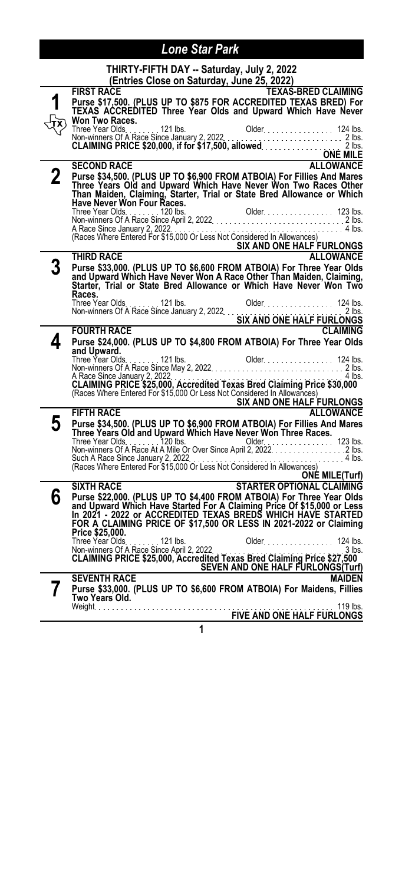# Lone Star Park

## THIRTY-FIFTH DAY -- Saturday, July 2, 2022

(Entries Close on Saturday, June 25, 2022)

### 1 — FIRST RACE — TEXAS-BRED CLAIMING

TX

**Purse $17,500. (PLUS UP TO $875 FOR ACCREDITED TEXAS BRED) For TEXAS ACCREDITED Three Year Olds and Upward Which Have Never Won Two Races.**

Three Year Olds . . . . . . . 121 lbs. Older . . . . . . . . . . . . . . . 124 lbs.
Non-winners Of A Race Since January 2, 2022 . . . . . . . . . . . . . . . 2 lbs.
**CLAIMING PRICE $20,000, if for $17,500, allowed** . . . . . . . . . . . . . 2 lbs.

**ONE MILE**

### 2 — SECOND RACE — ALLOWANCE

**Purse $34,500. (PLUS UP TO $6,900 FROM ATBOIA) For Fillies And Mares Three Years Old and Upward Which Have Never Won Two Races Other Than Maiden, Claiming, Starter, Trial or State Bred Allowance or Which Have Never Won Four Races.**

Three Year Olds . . . . . . . 120 lbs. Older . . . . . . . . . . . . . . . 123 lbs.
Non-winners Of A Race Since April 2, 2022 . . . . . . . . . . . . . . . 2 lbs.
A Race Since January 2, 2022 . . . . . . . . . . . . . . . 4 lbs.
(Races Where Entered For $15,000 Or Less Not Considered In Allowances)

**SIX AND ONE HALF FURLONGS**

### 3 — THIRD RACE — ALLOWANCE

**Purse $33,000. (PLUS UP TO $6,600 FROM ATBOIA) For Three Year Olds and Upward Which Have Never Won A Race Other Than Maiden, Claiming, Starter, Trial or State Bred Allowance or Which Have Never Won Two Races.**

Three Year Olds . . . . . . . 121 lbs. Older . . . . . . . . . . . . . . . 124 lbs.
Non-winners Of A Race Since January 2, 2022 . . . . . . . . . . . . . . . 2 lbs.

**SIX AND ONE HALF FURLONGS**

### 4 — FOURTH RACE — CLAIMING

**Purse $24,000. (PLUS UP TO $4,800 FROM ATBOIA) For Three Year Olds and Upward.**

Three Year Olds . . . . . . . 121 lbs. Older . . . . . . . . . . . . . . . 124 lbs.
Non-winners Of A Race Since May 2, 2022 . . . . . . . . . . . . . . . 2 lbs.
A Race Since January 2, 2022 . . . . . . . . . . . . . . . 4 lbs.
**CLAIMING PRICE $25,000, Accredited Texas Bred Claiming Price $30,000**
(Races Where Entered For $15,000 Or Less Not Considered In Allowances)

**SIX AND ONE HALF FURLONGS**

### 5 — FIFTH RACE — ALLOWANCE

**Purse $34,500. (PLUS UP TO $6,900 FROM ATBOIA) For Fillies And Mares Three Years Old and Upward Which Have Never Won Three Races.**

Three Year Olds . . . . . . . 120 lbs. Older . . . . . . . . . . . . . . . 123 lbs.
Non-winners Of A Race At A Mile Or Over Since April 2, 2022 . . . . . . . . . . 2 lbs.
Such A Race Since January 2, 2022 . . . . . . . . . . . . . . . 4 lbs.
(Races Where Entered For $15,000 Or Less Not Considered In Allowances)

**ONE MILE(Turf)**

### 6 — SIXTH RACE — STARTER OPTIONAL CLAIMING

**Purse $22,000. (PLUS UP TO $4,400 FROM ATBOIA) For Three Year Olds and Upward Which Have Started For A Claiming Price Of $15,000 or Less In 2021 - 2022 or ACCREDITED TEXAS BREDS WHICH HAVE STARTED FOR A CLAIMING PRICE OF $17,500 OR LESS IN 2021-2022 or Claiming Price $25,000.**

Three Year Olds . . . . . . . 121 lbs. Older . . . . . . . . . . . . . . . 124 lbs.
Non-winners Of A Race Since April 2, 2022 . . . . . . . . . . . . . . . 3 lbs.
**CLAIMING PRICE $25,000, Accredited Texas Bred Claiming Price $27,500**

**SEVEN AND ONE HALF FURLONGS(Turf)**

### 7 — SEVENTH RACE — MAIDEN

**Purse $33,000. (PLUS UP TO $6,600 FROM ATBOIA) For Maidens, Fillies Two Years Old.**

Weight . . . . . . . . . . . . . . . 119 lbs.

**FIVE AND ONE HALF FURLONGS**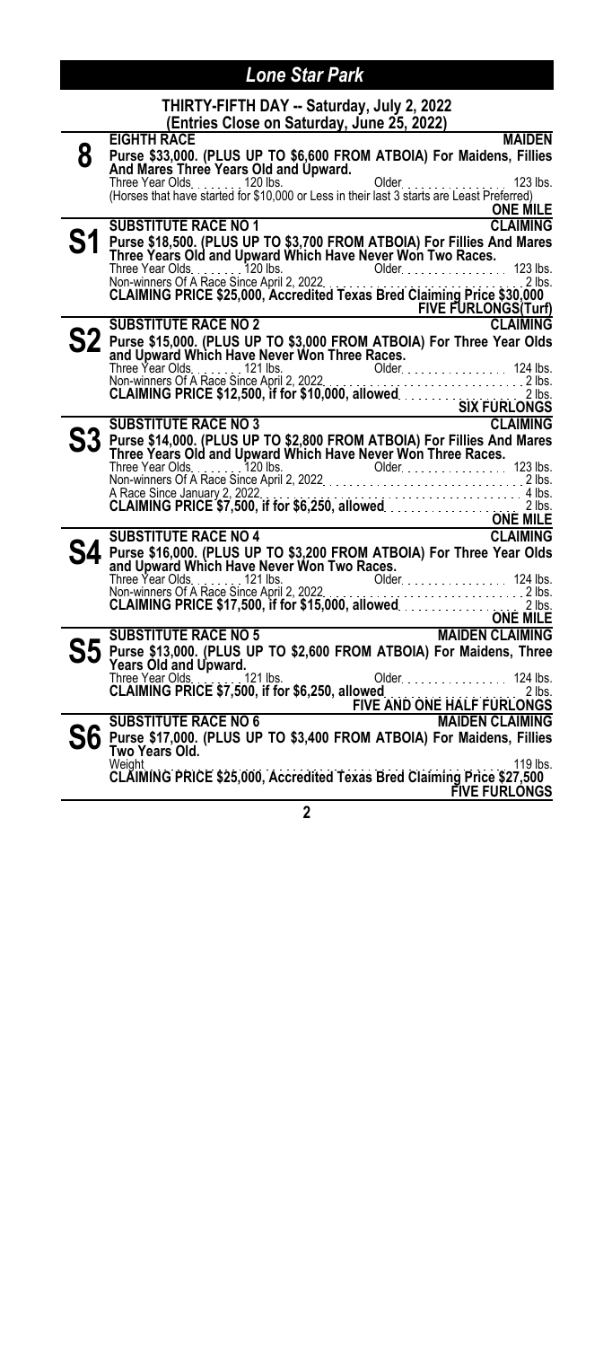# Lone Star Park

## THIRTY-FIFTH DAY -- Saturday, July 2, 2022
### (Entries Close on Saturday, June 25, 2022)

**8** **EIGHTH RACE** — **MAIDEN**

**Purse $33,000. (PLUS UP TO $6,600 FROM ATBOIA) For Maidens, Fillies And Mares Three Years Old and Upward.**

Three Year Olds. . . . . . . 120 lbs. Older. . . . . . . . . . . . . . . 123 lbs.

(Horses that have started for $10,000 or Less in their last 3 starts are Least Preferred)

**ONE MILE**

---

**S1** **SUBSTITUTE RACE NO 1** — **CLAIMING**

**Purse $18,500. (PLUS UP TO $3,700 FROM ATBOIA) For Fillies And Mares Three Years Old and Upward Which Have Never Won Two Races.**

Three Year Olds. . . . . . . 120 lbs. Older. . . . . . . . . . . . . . . 123 lbs.

Non-winners Of A Race Since April 2, 2022. . . . . . . . . . . . . . . . 2 lbs.

**CLAIMING PRICE $25,000, Accredited Texas Bred Claiming Price $30,000**

**FIVE FURLONGS(Turf)**

---

**S2** **SUBSTITUTE RACE NO 2** — **CLAIMING**

**Purse $15,000. (PLUS UP TO $3,000 FROM ATBOIA) For Three Year Olds and Upward Which Have Never Won Three Races.**

Three Year Olds. . . . . . . 121 lbs. Older. . . . . . . . . . . . . . . 124 lbs.

Non-winners Of A Race Since April 2, 2022. . . . . . . . . . . . . . . . 2 lbs.

**CLAIMING PRICE $12,500, if for $10,000, allowed** . . . . . . . . 2 lbs.

**SIX FURLONGS**

---

**S3** **SUBSTITUTE RACE NO 3** — **CLAIMING**

**Purse $14,000. (PLUS UP TO $2,800 FROM ATBOIA) For Fillies And Mares Three Years Old and Upward Which Have Never Won Three Races.**

Three Year Olds. . . . . . . 120 lbs. Older. . . . . . . . . . . . . . . 123 lbs.

Non-winners Of A Race Since April 2, 2022. . . . . . . . . . . . . . . . 2 lbs.

A Race Since January 2, 2022. . . . . . . . . . . . . . . . . . . . . . . 4 lbs.

**CLAIMING PRICE $7,500, if for $6,250, allowed** . . . . . . . . 2 lbs.

**ONE MILE**

---

**S4** **SUBSTITUTE RACE NO 4** — **CLAIMING**

**Purse $16,000. (PLUS UP TO $3,200 FROM ATBOIA) For Three Year Olds and Upward Which Have Never Won Two Races.**

Three Year Olds. . . . . . . 121 lbs. Older. . . . . . . . . . . . . . . 124 lbs.

Non-winners Of A Race Since April 2, 2022. . . . . . . . . . . . . . . . 2 lbs.

**CLAIMING PRICE $17,500, if for $15,000, allowed** . . . . . . . . 2 lbs.

**ONE MILE**

---

**S5** **SUBSTITUTE RACE NO 5** — **MAIDEN CLAIMING**

**Purse $13,000. (PLUS UP TO $2,600 FROM ATBOIA) For Maidens, Three Years Old and Upward.**

Three Year Olds. . . . . . . 121 lbs. Older. . . . . . . . . . . . . . . 124 lbs.

**CLAIMING PRICE $7,500, if for $6,250, allowed** . . . . . . . . 2 lbs.

**FIVE AND ONE HALF FURLONGS**

---

**S6** **SUBSTITUTE RACE NO 6** — **MAIDEN CLAIMING**

**Purse $17,000. (PLUS UP TO $3,400 FROM ATBOIA) For Maidens, Fillies Two Years Old.**

Weight. . . . . . . . . . . . . . . . . . . . . . . . . . . . . . . . . . . . . 119 lbs.

**CLAIMING PRICE $25,000, Accredited Texas Bred Claiming Price $27,500**

**FIVE FURLONGS**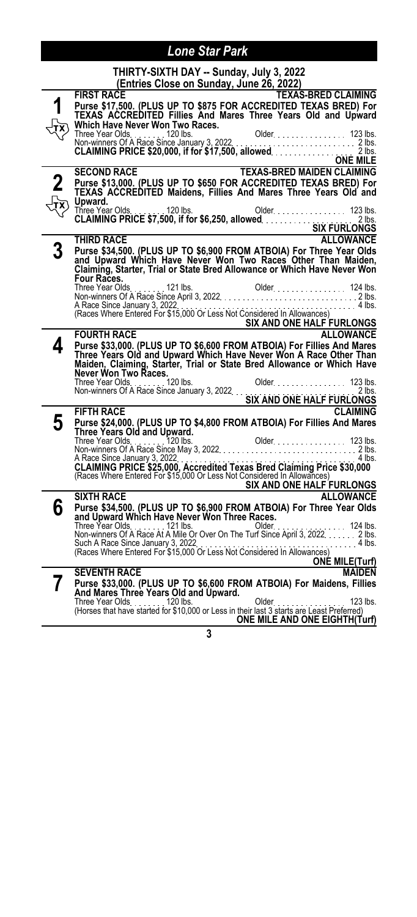# Lone Star Park

## THIRTY-SIXTH DAY -- Sunday, July 3, 2022
### (Entries Close on Sunday, June 26, 2022)

**1**

**FIRST RACE** — **TEXAS-BRED CLAIMING**

**Purse $17,500. (PLUS UP TO $875 FOR ACCREDITED TEXAS BRED) For TEXAS ACCREDITED Fillies And Mares Three Years Old and Upward Which Have Never Won Two Races.**

Three Year Olds. . . . . . . . 120 lbs. Older. . . . . . . . . . . . . . . 123 lbs.
Non-winners Of A Race Since January 3, 2022. . . . . . . . . . . . . . . . . . . . . . . 2 lbs.
**CLAIMING PRICE $20,000, if for $17,500, allowed** . . . . . . . . . . . . . . . 2 lbs.

**ONE MILE**

**2**

**SECOND RACE** — **TEXAS-BRED MAIDEN CLAIMING**

**Purse $13,000. (PLUS UP TO $650 FOR ACCREDITED TEXAS BRED) For TEXAS ACCREDITED Maidens, Fillies And Mares Three Years Old and Upward.**

Three Year Olds. . . . . . . . 120 lbs. Older. . . . . . . . . . . . . . . 123 lbs.
**CLAIMING PRICE $7,500, if for $6,250, allowed** . . . . . . . . . . . . . . . 2 lbs.

**SIX FURLONGS**

**3**

**THIRD RACE** — **ALLOWANCE**

**Purse $34,500. (PLUS UP TO $6,900 FROM ATBOIA) For Three Year Olds and Upward Which Have Never Won Two Races Other Than Maiden, Claiming, Starter, Trial or State Bred Allowance or Which Have Never Won Four Races.**

Three Year Olds. . . . . . . . 121 lbs. Older. . . . . . . . . . . . . . . 124 lbs.
Non-winners Of A Race Since April 3, 2022. . . . . . . . . . . . . . . . . . . . . . . . 2 lbs.
A Race Since January 3, 2022. . . . . . . . . . . . . . . . . . . . . . . . . . . . . . . . . 4 lbs.
(Races Where Entered For $15,000 Or Less Not Considered In Allowances)

**SIX AND ONE HALF FURLONGS**

**4**

**FOURTH RACE** — **ALLOWANCE**

**Purse $33,000. (PLUS UP TO $6,600 FROM ATBOIA) For Fillies And Mares Three Years Old and Upward Which Have Never Won A Race Other Than Maiden, Claiming, Starter, Trial or State Bred Allowance or Which Have Never Won Two Races.**

Three Year Olds. . . . . . . . 120 lbs. Older. . . . . . . . . . . . . . . 123 lbs.
Non-winners Of A Race Since January 3, 2022. . . . . . . . . . . . . . . . . . . . . . . 2 lbs.

**SIX AND ONE HALF FURLONGS**

**5**

**FIFTH RACE** — **CLAIMING**

**Purse $24,000. (PLUS UP TO $4,800 FROM ATBOIA) For Fillies And Mares Three Years Old and Upward.**

Three Year Olds. . . . . . . . 120 lbs. Older. . . . . . . . . . . . . . . 123 lbs.
Non-winners Of A Race Since May 3, 2022. . . . . . . . . . . . . . . . . . . . . . . . . 2 lbs.
A Race Since January 3, 2022. . . . . . . . . . . . . . . . . . . . . . . . . . . . . . . . . 4 lbs.
**CLAIMING PRICE $25,000, Accredited Texas Bred Claiming Price $30,000**
(Races Where Entered For $15,000 Or Less Not Considered In Allowances)

**SIX AND ONE HALF FURLONGS**

**6**

**SIXTH RACE** — **ALLOWANCE**

**Purse $34,500. (PLUS UP TO $6,900 FROM ATBOIA) For Three Year Olds and Upward Which Have Never Won Three Races.**

Three Year Olds. . . . . . . . 121 lbs. Older. . . . . . . . . . . . . . . 124 lbs.
Non-winners Of A Race At A Mile Or Over On The Turf Since April 3, 2022. . . . . . . 2 lbs.
Such A Race Since January 3, 2022. . . . . . . . . . . . . . . . . . . . . . . . . . . . . 4 lbs.
(Races Where Entered For $15,000 Or Less Not Considered In Allowances)

**ONE MILE(Turf)**

**7**

**SEVENTH RACE** — **MAIDEN**

**Purse $33,000. (PLUS UP TO $6,600 FROM ATBOIA) For Maidens, Fillies And Mares Three Years Old and Upward.**

Three Year Olds. . . . . . . . 120 lbs. Older. . . . . . . . . . . . . . . 123 lbs.
(Horses that have started for $10,000 or Less in their last 3 starts are Least Preferred)

**ONE MILE AND ONE EIGHTH(Turf)**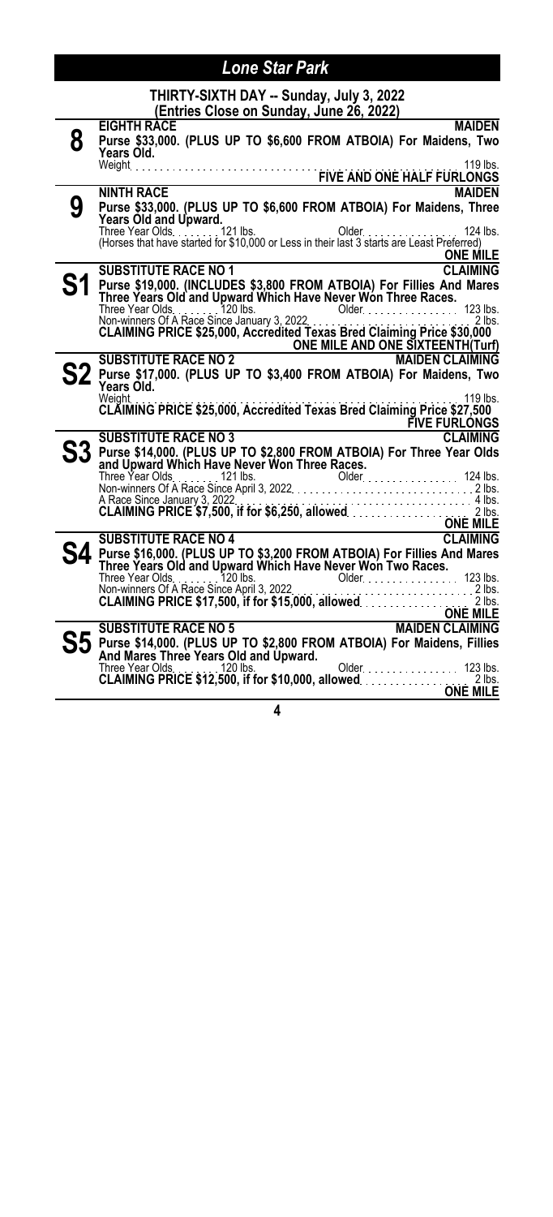# Lone Star Park

**THIRTY-SIXTH DAY -- Sunday, July 3, 2022**
**(Entries Close on Sunday, June 26, 2022)**

## 8

**EIGHTH RACE** — **MAIDEN**

**Purse $33,000. (PLUS UP TO $6,600 FROM ATBOIA) For Maidens, Two Years Old.**

Weight . . . . . . . . . . 119 lbs.

**FIVE AND ONE HALF FURLONGS**

## 9

**NINTH RACE** — **MAIDEN**

**Purse $33,000. (PLUS UP TO $6,600 FROM ATBOIA) For Maidens, Three Years Old and Upward.**

Three Year Olds . . . . . . . 121 lbs. Older . . . . . . . . . . 124 lbs.

(Horses that have started for $10,000 or Less in their last 3 starts are Least Preferred)

**ONE MILE**

## S1

**SUBSTITUTE RACE NO 1** — **CLAIMING**

**Purse $19,000. (INCLUDES $3,800 FROM ATBOIA) For Fillies And Mares Three Years Old and Upward Which Have Never Won Three Races.**

Three Year Olds . . . . . . . 120 lbs. Older . . . . . . . . . . 123 lbs.

Non-winners Of A Race Since January 3, 2022 . . . . . . . . . . 2 lbs.

**CLAIMING PRICE $25,000, Accredited Texas Bred Claiming Price $30,000**

**ONE MILE AND ONE SIXTEENTH(Turf)**

## S2

**SUBSTITUTE RACE NO 2** — **MAIDEN CLAIMING**

**Purse $17,000. (PLUS UP TO $3,400 FROM ATBOIA) For Maidens, Two Years Old.**

Weight . . . . . . . . . . 119 lbs.

**CLAIMING PRICE $25,000, Accredited Texas Bred Claiming Price $27,500**

**FIVE FURLONGS**

## S3

**SUBSTITUTE RACE NO 3** — **CLAIMING**

**Purse $14,000. (PLUS UP TO $2,800 FROM ATBOIA) For Three Year Olds and Upward Which Have Never Won Three Races.**

Three Year Olds . . . . . . . 121 lbs. Older . . . . . . . . . . 124 lbs.

Non-winners Of A Race Since April 3, 2022 . . . . . . . . . . 2 lbs.

A Race Since January 3, 2022 . . . . . . . . . . 4 lbs.

**CLAIMING PRICE $7,500, if for $6,250, allowed** . . . . . . . . . . 2 lbs.

**ONE MILE**

## S4

**SUBSTITUTE RACE NO 4** — **CLAIMING**

**Purse $16,000. (PLUS UP TO $3,200 FROM ATBOIA) For Fillies And Mares Three Years Old and Upward Which Have Never Won Two Races.**

Three Year Olds . . . . . . . 120 lbs. Older . . . . . . . . . . 123 lbs.

Non-winners Of A Race Since April 3, 2022 . . . . . . . . . . 2 lbs.

**CLAIMING PRICE $17,500, if for $15,000, allowed** . . . . . . . . . . 2 lbs.

**ONE MILE**

## S5

**SUBSTITUTE RACE NO 5** — **MAIDEN CLAIMING**

**Purse $14,000. (PLUS UP TO $2,800 FROM ATBOIA) For Maidens, Fillies And Mares Three Years Old and Upward.**

Three Year Olds . . . . . . . 120 lbs. Older . . . . . . . . . . 123 lbs.

**CLAIMING PRICE $12,500, if for $10,000, allowed** . . . . . . . . . . 2 lbs.

**ONE MILE**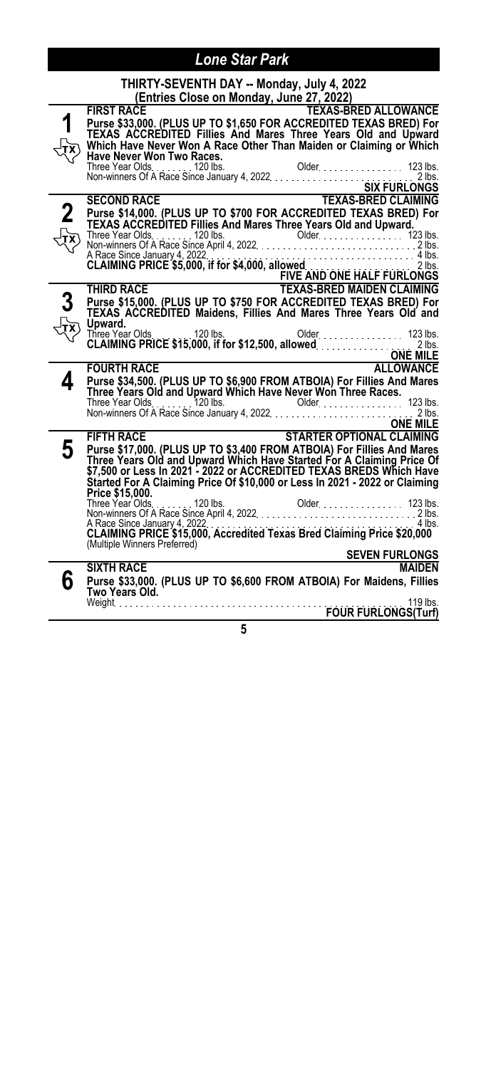## Lone Star Park

**THIRTY-SEVENTH DAY -- Monday, July 4, 2022**
**(Entries Close on Monday, June 27, 2022)**

### 1

**FIRST RACE** — **TEXAS-BRED ALLOWANCE**

**Purse $33,000. (PLUS UP TO $1,650 FOR ACCREDITED TEXAS BRED) For TEXAS ACCREDITED Fillies And Mares Three Years Old and Upward Which Have Never Won A Race Other Than Maiden or Claiming or Which Have Never Won Two Races.**

Three Year Olds. . . . . . . . 120 lbs. Older. . . . . . . . . . . . . . . . 123 lbs.
Non-winners Of A Race Since January 4, 2022. . . . . . . . . . . . . . . . . . . . . 2 lbs.

**SIX FURLONGS**

### 2

**SECOND RACE** — **TEXAS-BRED CLAIMING**

**Purse $14,000. (PLUS UP TO $700 FOR ACCREDITED TEXAS BRED) For TEXAS ACCREDITED Fillies And Mares Three Years Old and Upward.**

Three Year Olds. . . . . . . . 120 lbs. Older. . . . . . . . . . . . . . . . 123 lbs.
Non-winners Of A Race Since April 4, 2022. . . . . . . . . . . . . . . . . . . . . . . . . . . . . 2 lbs.
A Race Since January 4, 2022. . . . . . . . . . . . . . . . . . . . . . . . . . . . . . . . . . . . . . 4 lbs.
**CLAIMING PRICE $5,000, if for $4,000, allowed** . . . . . . . . . . . . . . . . . . . . . 2 lbs.

**FIVE AND ONE HALF FURLONGS**

### 3

**THIRD RACE** — **TEXAS-BRED MAIDEN CLAIMING**

**Purse $15,000. (PLUS UP TO $750 FOR ACCREDITED TEXAS BRED) For TEXAS ACCREDITED Maidens, Fillies And Mares Three Years Old and Upward.**

Three Year Olds. . . . . . . . 120 lbs. Older. . . . . . . . . . . . . . . . 123 lbs.
**CLAIMING PRICE $15,000, if for $12,500, allowed** . . . . . . . . . . . . . . . . . 2 lbs.

**ONE MILE**

### 4

**FOURTH RACE** — **ALLOWANCE**

**Purse $34,500. (PLUS UP TO $6,900 FROM ATBOIA) For Fillies And Mares Three Years Old and Upward Which Have Never Won Three Races.**

Three Year Olds. . . . . . . . 120 lbs. Older. . . . . . . . . . . . . . . . 123 lbs.
Non-winners Of A Race Since January 4, 2022. . . . . . . . . . . . . . . . . . . . . . . . . . 2 lbs.

**ONE MILE**

### 5

**FIFTH RACE** — **STARTER OPTIONAL CLAIMING**

**Purse $17,000. (PLUS UP TO $3,400 FROM ATBOIA) For Fillies And Mares Three Years Old and Upward Which Have Started For A Claiming Price Of $7,500 or Less In 2021 - 2022 or ACCREDITED TEXAS BREDS Which Have Started For A Claiming Price Of $10,000 or Less In 2021 - 2022 or Claiming Price $15,000.**

Three Year Olds. . . . . . . . 120 lbs. Older. . . . . . . . . . . . . . . . 123 lbs.
Non-winners Of A Race Since April 4, 2022. . . . . . . . . . . . . . . . . . . . . . . . . . . . . 2 lbs.
A Race Since January 4, 2022. . . . . . . . . . . . . . . . . . . . . . . . . . . . . . . . . . . . . . 4 lbs.
**CLAIMING PRICE $15,000, Accredited Texas Bred Claiming Price $20,000**
(Multiple Winners Preferred)

**SEVEN FURLONGS**

### 6

**SIXTH RACE** — **MAIDEN**

**Purse $33,000. (PLUS UP TO $6,600 FROM ATBOIA) For Maidens, Fillies Two Years Old.**

Weight. . . . . . . . . . . . . . . . . . . . . . . . . . . . . . . . . . . . . . . . . . . . . . . . 119 lbs.

**FOUR FURLONGS(Turf)**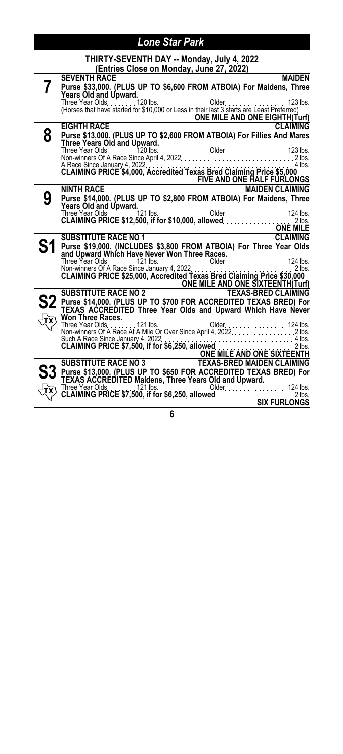# Lone Star Park

**THIRTY-SEVENTH DAY -- Monday, July 4, 2022**
**(Entries Close on Monday, June 27, 2022)**

## 7

**SEVENTH RACE** — **MAIDEN**

**Purse $33,000. (PLUS UP TO $6,600 FROM ATBOIA) For Maidens, Three Years Old and Upward.**

Three Year Olds . . . . . . . 120 lbs. Older . . . . . . . . . . . . . . . 123 lbs.

(Horses that have started for $10,000 or Less in their last 3 starts are Least Preferred)

**ONE MILE AND ONE EIGHTH(Turf)**

## 8

**EIGHTH RACE** — **CLAIMING**

**Purse $13,000. (PLUS UP TO $2,600 FROM ATBOIA) For Fillies And Mares Three Years Old and Upward.**

Three Year Olds . . . . . . . 120 lbs. Older . . . . . . . . . . . . . . . 123 lbs.

Non-winners Of A Race Since April 4, 2022 . . . . . . . . . . . . . . . . . . . . . . . . . . 2 lbs.

A Race Since January 4, 2022 . . . . . . . . . . . . . . . . . . . . . . . . . . . . . . . . . . . . 4 lbs.

**CLAIMING PRICE $4,000, Accredited Texas Bred Claiming Price $5,000**

**FIVE AND ONE HALF FURLONGS**

## 9

**NINTH RACE** — **MAIDEN CLAIMING**

**Purse $14,000. (PLUS UP TO $2,800 FROM ATBOIA) For Maidens, Three Years Old and Upward.**

Three Year Olds . . . . . . . 121 lbs. Older . . . . . . . . . . . . . . . 124 lbs.

**CLAIMING PRICE $12,500, if for $10,000, allowed** . . . . . . . . . . . . . . . . . 2 lbs.

**ONE MILE**

## S1

**SUBSTITUTE RACE NO 1** — **CLAIMING**

**Purse $19,000. (INCLUDES $3,800 FROM ATBOIA) For Three Year Olds and Upward Which Have Never Won Three Races.**

Three Year Olds . . . . . . . 121 lbs. Older . . . . . . . . . . . . . . . 124 lbs.

Non-winners Of A Race Since January 4, 2022 . . . . . . . . . . . . . . . . . . . . . . . . 2 lbs.

**CLAIMING PRICE $25,000, Accredited Texas Bred Claiming Price $30,000**

**ONE MILE AND ONE SIXTEENTH(Turf)**

## S2 (TX)

**SUBSTITUTE RACE NO 2** — **TEXAS-BRED CLAIMING**

**Purse $14,000. (PLUS UP TO $700 FOR ACCREDITED TEXAS BRED) For TEXAS ACCREDITED Three Year Olds and Upward Which Have Never Won Three Races.**

Three Year Olds . . . . . . . 121 lbs. Older . . . . . . . . . . . . . . . 124 lbs.

Non-winners Of A Race At A Mile Or Over Since April 4, 2022 . . . . . . . . . . . . . . . . 2 lbs.

Such A Race Since January 4, 2022 . . . . . . . . . . . . . . . . . . . . . . . . . . . . . . . . 4 lbs.

**CLAIMING PRICE $7,500, if for $6,250, allowed** . . . . . . . . . . . . . . . . . . . 2 lbs.

**ONE MILE AND ONE SIXTEENTH**

## S3 (TX)

**SUBSTITUTE RACE NO 3** — **TEXAS-BRED MAIDEN CLAIMING**

**Purse $13,000. (PLUS UP TO $650 FOR ACCREDITED TEXAS BRED) For TEXAS ACCREDITED Maidens, Three Years Old and Upward.**

Three Year Olds . . . . . . . 121 lbs. Older . . . . . . . . . . . . . . . 124 lbs.

**CLAIMING PRICE $7,500, if for $6,250, allowed** . . . . . . . . . . . . . . . . . . . 2 lbs.

**SIX FURLONGS**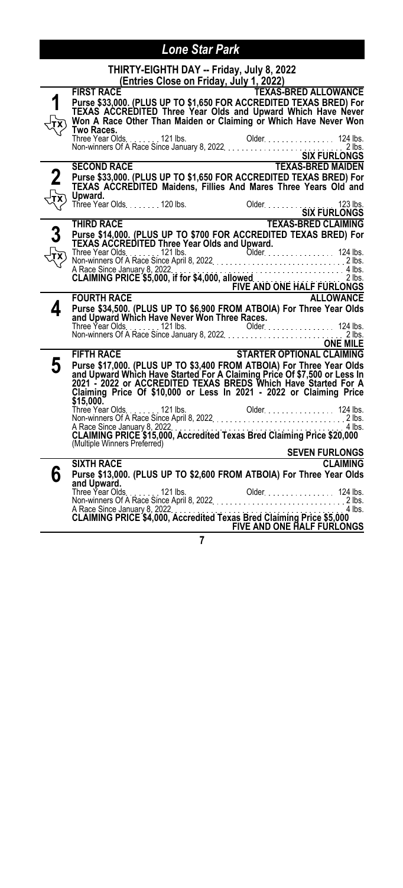# Lone Star Park

## THIRTY-EIGHTH DAY -- Friday, July 8, 2022

**(Entries Close on Friday, July 1, 2022)**

### 1 — FIRST RACE — TEXAS-BRED ALLOWANCE

TX

**Purse $33,000. (PLUS UP TO $1,650 FOR ACCREDITED TEXAS BRED) For TEXAS ACCREDITED Three Year Olds and Upward Which Have Never Won A Race Other Than Maiden or Claiming or Which Have Never Won Two Races.**

Three Year Olds. . . . . . . . 121 lbs. Older. . . . . . . . . . . . . . . . 124 lbs.
Non-winners Of A Race Since January 8, 2022. . . . . . . . . . . . . . . . . . . . . . 2 lbs.

**SIX FURLONGS**

### 2 — SECOND RACE — TEXAS-BRED MAIDEN

TX

**Purse $33,000. (PLUS UP TO $1,650 FOR ACCREDITED TEXAS BRED) For TEXAS ACCREDITED Maidens, Fillies And Mares Three Years Old and Upward.**

Three Year Olds. . . . . . . . 120 lbs. Older. . . . . . . . . . . . . . . . 123 lbs.

**SIX FURLONGS**

### 3 — THIRD RACE — TEXAS-BRED CLAIMING

TX

**Purse $14,000. (PLUS UP TO $700 FOR ACCREDITED TEXAS BRED) For TEXAS ACCREDITED Three Year Olds and Upward.**

Three Year Olds. . . . . . . . 121 lbs. Older. . . . . . . . . . . . . . . . 124 lbs.
Non-winners Of A Race Since April 8, 2022. . . . . . . . . . . . . . . . . . . . . . . . . . 2 lbs.
A Race Since January 8, 2022. . . . . . . . . . . . . . . . . . . . . . . . . . . . . . . . . . . 4 lbs.
**CLAIMING PRICE $5,000, if for $4,000, allowed** . . . . . . . . . . . . . . . . . . . . . 2 lbs.

**FIVE AND ONE HALF FURLONGS**

### 4 — FOURTH RACE — ALLOWANCE

**Purse $34,500. (PLUS UP TO $6,900 FROM ATBOIA) For Three Year Olds and Upward Which Have Never Won Three Races.**

Three Year Olds. . . . . . . . 121 lbs. Older. . . . . . . . . . . . . . . . 124 lbs.
Non-winners Of A Race Since January 8, 2022. . . . . . . . . . . . . . . . . . . . . . . 2 lbs.

**ONE MILE**

### 5 — FIFTH RACE — STARTER OPTIONAL CLAIMING

**Purse $17,000. (PLUS UP TO $3,400 FROM ATBOIA) For Three Year Olds and Upward Which Have Started For A Claiming Price Of $7,500 or Less In 2021 - 2022 or ACCREDITED TEXAS BREDS Which Have Started For A Claiming Price Of $10,000 or Less In 2021 - 2022 or Claiming Price $15,000.**

Three Year Olds. . . . . . . . 121 lbs. Older. . . . . . . . . . . . . . . . 124 lbs.
Non-winners Of A Race Since April 8, 2022. . . . . . . . . . . . . . . . . . . . . . . . . . 2 lbs.
A Race Since January 8, 2022. . . . . . . . . . . . . . . . . . . . . . . . . . . . . . . . . . . 4 lbs.
**CLAIMING PRICE $15,000, Accredited Texas Bred Claiming Price $20,000**
(Multiple Winners Preferred)

**SEVEN FURLONGS**

### 6 — SIXTH RACE — CLAIMING

**Purse $13,000. (PLUS UP TO $2,600 FROM ATBOIA) For Three Year Olds and Upward.**

Three Year Olds. . . . . . . . 121 lbs. Older. . . . . . . . . . . . . . . . 124 lbs.
Non-winners Of A Race Since April 8, 2022. . . . . . . . . . . . . . . . . . . . . . . . . . 2 lbs.
A Race Since January 8, 2022. . . . . . . . . . . . . . . . . . . . . . . . . . . . . . . . . . . 4 lbs.
**CLAIMING PRICE $4,000, Accredited Texas Bred Claiming Price $5,000**

**FIVE AND ONE HALF FURLONGS**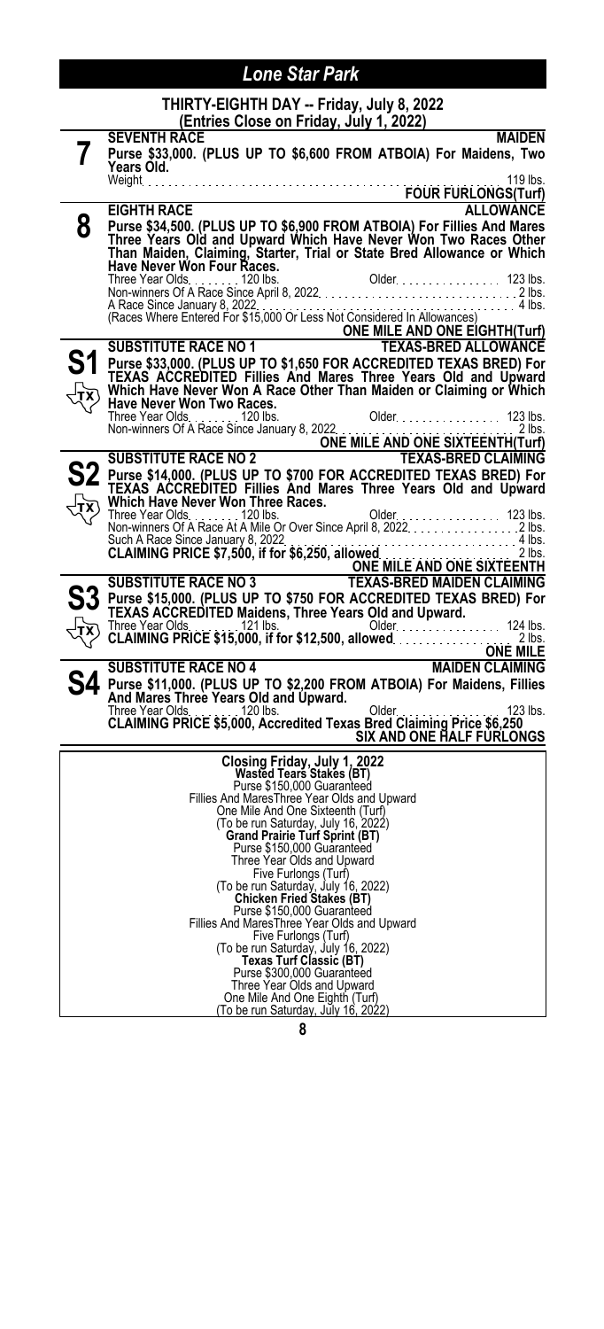# Lone Star Park

**THIRTY-EIGHTH DAY -- Friday, July 8, 2022**
**(Entries Close on Friday, July 1, 2022)**

## 7

**SEVENTH RACE** — **MAIDEN**

**Purse $33,000. (PLUS UP TO $6,600 FROM ATBOIA) For Maidens, Two Years Old.**

Weight . . . . . 119 lbs.

**FOUR FURLONGS(Turf)**

## 8

**EIGHTH RACE** — **ALLOWANCE**

**Purse $34,500. (PLUS UP TO $6,900 FROM ATBOIA) For Fillies And Mares Three Years Old and Upward Which Have Never Won Two Races Other Than Maiden, Claiming, Starter, Trial or State Bred Allowance or Which Have Never Won Four Races.**

Three Year Olds. . . . . 120 lbs. Older. . . . . 123 lbs.
Non-winners Of A Race Since April 8, 2022. . . . . 2 lbs.
A Race Since January 8, 2022. . . . . 4 lbs.
(Races Where Entered For $15,000 Or Less Not Considered In Allowances)

**ONE MILE AND ONE EIGHTH(Turf)**

## S1 (TX)

**SUBSTITUTE RACE NO 1** — **TEXAS-BRED ALLOWANCE**

**Purse $33,000. (PLUS UP TO $1,650 FOR ACCREDITED TEXAS BRED) For TEXAS ACCREDITED Fillies And Mares Three Years Old and Upward Which Have Never Won A Race Other Than Maiden or Claiming or Which Have Never Won Two Races.**

Three Year Olds. . . . . 120 lbs. Older. . . . . 123 lbs.
Non-winners Of A Race Since January 8, 2022. . . . . 2 lbs.

**ONE MILE AND ONE SIXTEENTH(Turf)**

## S2 (TX)

**SUBSTITUTE RACE NO 2** — **TEXAS-BRED CLAIMING**

**Purse $14,000. (PLUS UP TO $700 FOR ACCREDITED TEXAS BRED) For TEXAS ACCREDITED Fillies And Mares Three Years Old and Upward Which Have Never Won Three Races.**

Three Year Olds. . . . . 120 lbs. Older. . . . . 123 lbs.
Non-winners Of A Race At A Mile Or Over Since April 8, 2022. . . . . 2 lbs.
Such A Race Since January 8, 2022. . . . . 4 lbs.
**CLAIMING PRICE $7,500, if for $6,250, allowed** . . . . . 2 lbs.

**ONE MILE AND ONE SIXTEENTH**

## S3 (TX)

**SUBSTITUTE RACE NO 3** — **TEXAS-BRED MAIDEN CLAIMING**

**Purse $15,000. (PLUS UP TO $750 FOR ACCREDITED TEXAS BRED) For TEXAS ACCREDITED Maidens, Three Years Old and Upward.**

Three Year Olds. . . . . 121 lbs. Older. . . . . 124 lbs.
**CLAIMING PRICE $15,000, if for $12,500, allowed** . . . . . 2 lbs.

**ONE MILE**

## S4

**SUBSTITUTE RACE NO 4** — **MAIDEN CLAIMING**

**Purse $11,000. (PLUS UP TO $2,200 FROM ATBOIA) For Maidens, Fillies And Mares Three Years Old and Upward.**

Three Year Olds. . . . . 120 lbs. Older. . . . . 123 lbs.
**CLAIMING PRICE $5,000, Accredited Texas Bred Claiming Price $6,250**

**SIX AND ONE HALF FURLONGS**

---

**Closing Friday, July 1, 2022**

**Wasted Tears Stakes (BT)**
Purse $150,000 Guaranteed
Fillies And MaresThree Year Olds and Upward
One Mile And One Sixteenth (Turf)
(To be run Saturday, July 16, 2022)

**Grand Prairie Turf Sprint (BT)**
Purse $150,000 Guaranteed
Three Year Olds and Upward
Five Furlongs (Turf)
(To be run Saturday, July 16, 2022)

**Chicken Fried Stakes (BT)**
Purse $150,000 Guaranteed
Fillies And MaresThree Year Olds and Upward
Five Furlongs (Turf)
(To be run Saturday, July 16, 2022)

**Texas Turf Classic (BT)**
Purse $300,000 Guaranteed
Three Year Olds and Upward
One Mile And One Eighth (Turf)
(To be run Saturday, July 16, 2022)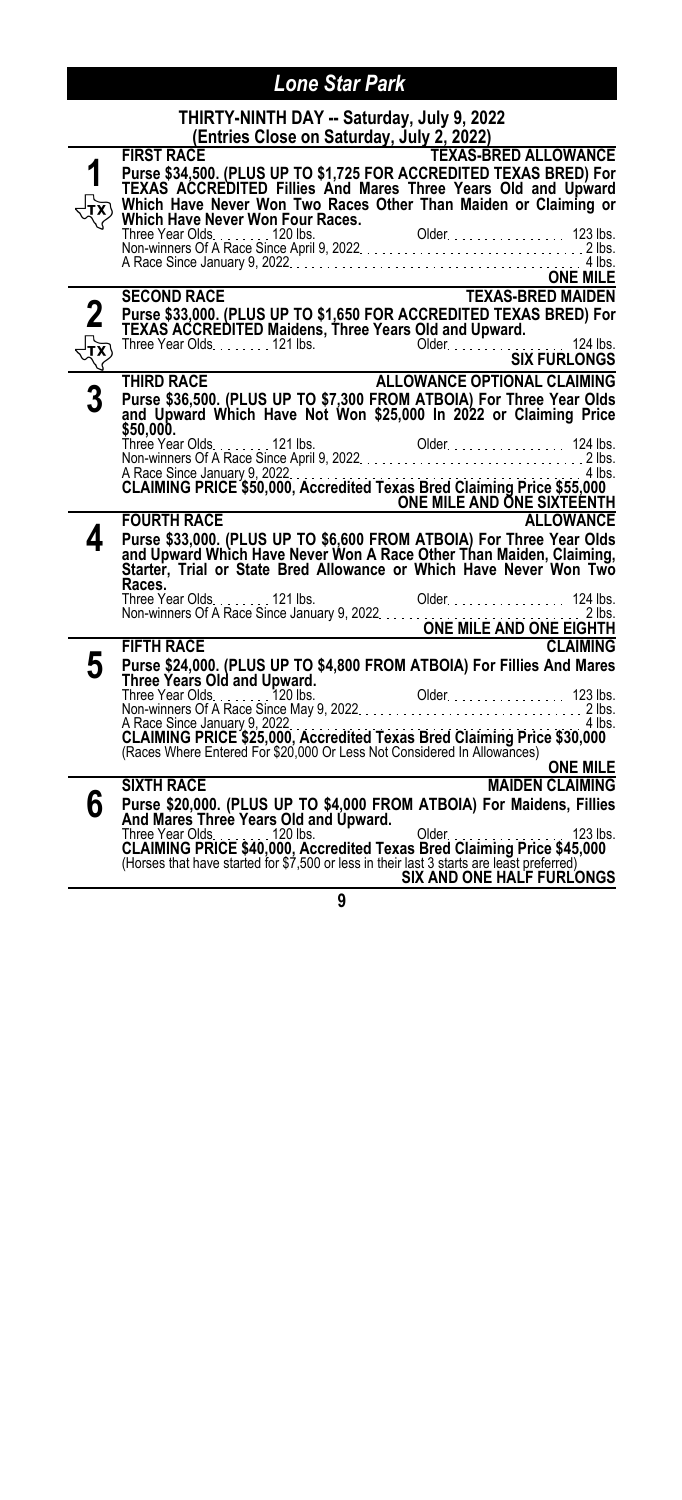# Lone Star Park

## THIRTY-NINTH DAY -- Saturday, July 9, 2022

(Entries Close on Saturday, July 2, 2022)

### 1 — FIRST RACE — TEXAS-BRED ALLOWANCE

**Purse $34,500. (PLUS UP TO $1,725 FOR ACCREDITED TEXAS BRED) For TEXAS ACCREDITED Fillies And Mares Three Years Old and Upward Which Have Never Won Two Races Other Than Maiden or Claiming or Which Have Never Won Four Races.**

Three Year Olds. . . . . . . . 120 lbs. Older. . . . . . . . . . . . . . . . 123 lbs.
Non-winners Of A Race Since April 9, 2022. . . . . . . . . . . . . . . . . . . . . . . . . . . . . . 2 lbs.
A Race Since January 9, 2022. . . . . . . . . . . . . . . . . . . . . . . . . . . . . . . . . . . . . . 4 lbs.

**ONE MILE**

### 2 — SECOND RACE — TEXAS-BRED MAIDEN

**Purse $33,000. (PLUS UP TO $1,650 FOR ACCREDITED TEXAS BRED) For TEXAS ACCREDITED Maidens, Three Years Old and Upward.**

Three Year Olds. . . . . . . . 121 lbs. Older. . . . . . . . . . . . . . . . 124 lbs.

**SIX FURLONGS**

### 3 — THIRD RACE — ALLOWANCE OPTIONAL CLAIMING

**Purse $36,500. (PLUS UP TO $7,300 FROM ATBOIA) For Three Year Olds and Upward Which Have Not Won $25,000 In 2022 or Claiming Price $50,000.**

Three Year Olds. . . . . . . . 121 lbs. Older. . . . . . . . . . . . . . . . 124 lbs.
Non-winners Of A Race Since April 9, 2022. . . . . . . . . . . . . . . . . . . . . . . . . . . . . . 2 lbs.
A Race Since January 9, 2022. . . . . . . . . . . . . . . . . . . . . . . . . . . . . . . . . . . . . . 4 lbs.

**CLAIMING PRICE $50,000, Accredited Texas Bred Claiming Price $55,000**

**ONE MILE AND ONE SIXTEENTH**

### 4 — FOURTH RACE — ALLOWANCE

**Purse $33,000. (PLUS UP TO $6,600 FROM ATBOIA) For Three Year Olds and Upward Which Have Never Won A Race Other Than Maiden, Claiming, Starter, Trial or State Bred Allowance or Which Have Never Won Two Races.**

Three Year Olds. . . . . . . . 121 lbs. Older. . . . . . . . . . . . . . . . 124 lbs.
Non-winners Of A Race Since January 9, 2022. . . . . . . . . . . . . . . . . . . . . . . . . . . 2 lbs.

**ONE MILE AND ONE EIGHTH**

### 5 — FIFTH RACE — CLAIMING

**Purse $24,000. (PLUS UP TO $4,800 FROM ATBOIA) For Fillies And Mares Three Years Old and Upward.**

Three Year Olds. . . . . . . . 120 lbs. Older. . . . . . . . . . . . . . . . 123 lbs.
Non-winners Of A Race Since May 9, 2022. . . . . . . . . . . . . . . . . . . . . . . . . . . . . . 2 lbs.
A Race Since January 9, 2022. . . . . . . . . . . . . . . . . . . . . . . . . . . . . . . . . . . . . . 4 lbs.

**CLAIMING PRICE $25,000, Accredited Texas Bred Claiming Price $30,000**

(Races Where Entered For $20,000 Or Less Not Considered In Allowances)

**ONE MILE**

### 6 — SIXTH RACE — MAIDEN CLAIMING

**Purse $20,000. (PLUS UP TO $4,000 FROM ATBOIA) For Maidens, Fillies And Mares Three Years Old and Upward.**

Three Year Olds. . . . . . . . 120 lbs. Older. . . . . . . . . . . . . . . . 123 lbs.

**CLAIMING PRICE $40,000, Accredited Texas Bred Claiming Price $45,000**

(Horses that have started for $7,500 or less in their last 3 starts are least preferred)

**SIX AND ONE HALF FURLONGS**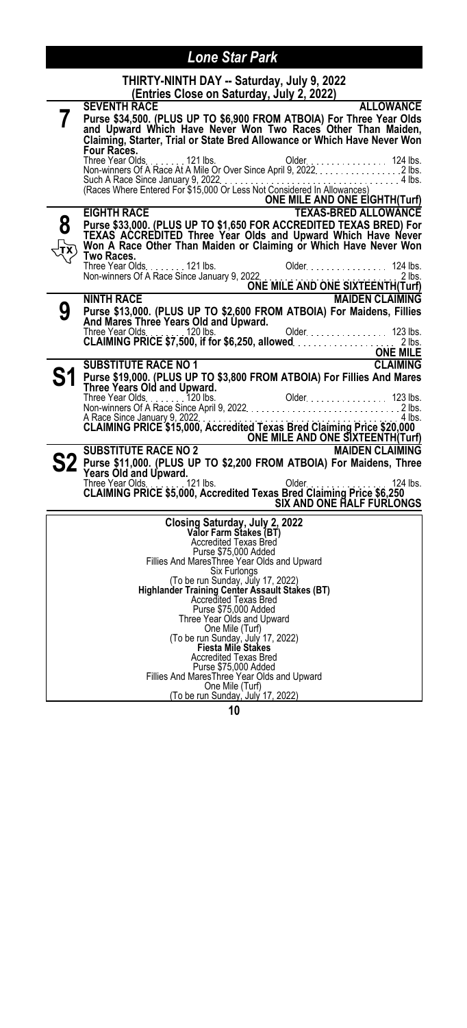# Lone Star Park

## THIRTY-NINTH DAY -- Saturday, July 9, 2022
**(Entries Close on Saturday, July 2, 2022)**

### 7 — SEVENTH RACE — ALLOWANCE

**Purse $34,500. (PLUS UP TO $6,900 FROM ATBOIA) For Three Year Olds and Upward Which Have Never Won Two Races Other Than Maiden, Claiming, Starter, Trial or State Bred Allowance or Which Have Never Won Four Races.**

Three Year Olds. . . . . . . . 121 lbs. Older. . . . . . . . . . . . . . . 124 lbs.
Non-winners Of A Race At A Mile Or Over Since April 9, 2022. . . . . . . . . . . . . . . . 2 lbs.
Such A Race Since January 9, 2022. . . . . . . . . . . . . . . . . . . . . . . . . . . . . . . . . . 4 lbs.
(Races Where Entered For $15,000 Or Less Not Considered In Allowances)

**ONE MILE AND ONE EIGHTH(Turf)**

### 8 (TX) — EIGHTH RACE — TEXAS-BRED ALLOWANCE

**Purse $33,000. (PLUS UP TO $1,650 FOR ACCREDITED TEXAS BRED) For TEXAS ACCREDITED Three Year Olds and Upward Which Have Never Won A Race Other Than Maiden or Claiming or Which Have Never Won Two Races.**

Three Year Olds. . . . . . . . 121 lbs. Older. . . . . . . . . . . . . . . 124 lbs.
Non-winners Of A Race Since January 9, 2022. . . . . . . . . . . . . . . . . . . . . . . . . . 2 lbs.

**ONE MILE AND ONE SIXTEENTH(Turf)**

### 9 — NINTH RACE — MAIDEN CLAIMING

**Purse $13,000. (PLUS UP TO $2,600 FROM ATBOIA) For Maidens, Fillies And Mares Three Years Old and Upward.**

Three Year Olds. . . . . . . . 120 lbs. Older. . . . . . . . . . . . . . . 123 lbs.
**CLAIMING PRICE $7,500, if for $6,250, allowed. . . . . . . . . . . . . . . . . . . 2 lbs.**

**ONE MILE**

### S1 — SUBSTITUTE RACE NO 1 — CLAIMING

**Purse $19,000. (PLUS UP TO $3,800 FROM ATBOIA) For Fillies And Mares Three Years Old and Upward.**

Three Year Olds. . . . . . . . 120 lbs. Older. . . . . . . . . . . . . . . 123 lbs.
Non-winners Of A Race Since April 9, 2022. . . . . . . . . . . . . . . . . . . . . . . . . . . . . 2 lbs.
A Race Since January 9, 2022. . . . . . . . . . . . . . . . . . . . . . . . . . . . . . . . . . . . . 4 lbs.
**CLAIMING PRICE $15,000, Accredited Texas Bred Claiming Price $20,000**

**ONE MILE AND ONE SIXTEENTH(Turf)**

### S2 — SUBSTITUTE RACE NO 2 — MAIDEN CLAIMING

**Purse $11,000. (PLUS UP TO $2,200 FROM ATBOIA) For Maidens, Three Years Old and Upward.**

Three Year Olds. . . . . . . . 121 lbs. Older. . . . . . . . . . . . . . . 124 lbs.
**CLAIMING PRICE $5,000, Accredited Texas Bred Claiming Price $6,250**

**SIX AND ONE HALF FURLONGS**

---

**Closing Saturday, July 2, 2022**

**Valor Farm Stakes (BT)**
Accredited Texas Bred
Purse $75,000 Added
Fillies And MaresThree Year Olds and Upward
Six Furlongs
(To be run Sunday, July 17, 2022)

**Highlander Training Center Assault Stakes (BT)**
Accredited Texas Bred
Purse $75,000 Added
Three Year Olds and Upward
One Mile (Turf)
(To be run Sunday, July 17, 2022)

**Fiesta Mile Stakes**
Accredited Texas Bred
Purse $75,000 Added
Fillies And MaresThree Year Olds and Upward
One Mile (Turf)
(To be run Sunday, July 17, 2022)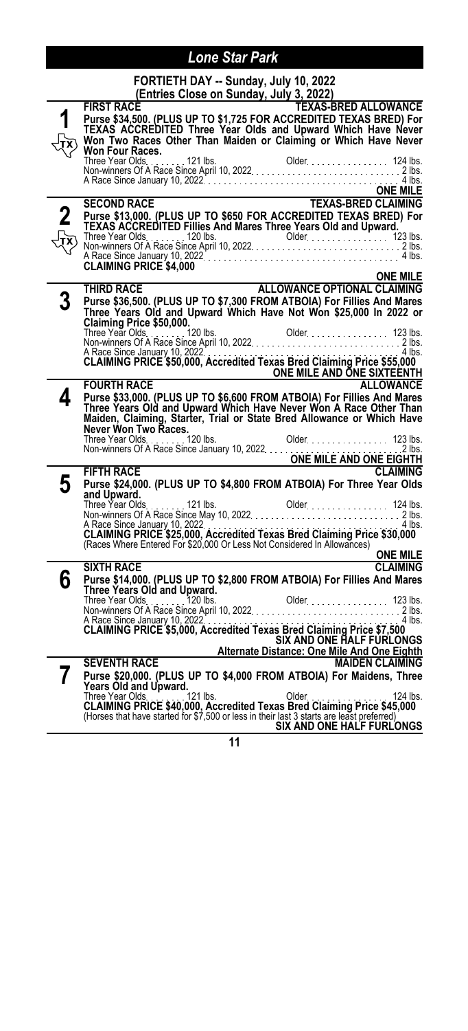# Lone Star Park

## FORTIETH DAY -- Sunday, July 10, 2022
### (Entries Close on Sunday, July 3, 2022)

**1** (TX)

**FIRST RACE** — **TEXAS-BRED ALLOWANCE**

**Purse $34,500. (PLUS UP TO $1,725 FOR ACCREDITED TEXAS BRED) For TEXAS ACCREDITED Three Year Olds and Upward Which Have Never Won Two Races Other Than Maiden or Claiming or Which Have Never Won Four Races.**

Three Year Olds . . . . . . . . 121 lbs. Older . . . . . . . . . . . . . . . 124 lbs.
Non-winners Of A Race Since April 10, 2022 . . . . . . . . . . . . . . . . . . . . . . . . . . . . 2 lbs.
A Race Since January 10, 2022 . . . . . . . . . . . . . . . . . . . . . . . . . . . . . . . . . . . . . 4 lbs.

**ONE MILE**

---

**2** (TX)

**SECOND RACE** — **TEXAS-BRED CLAIMING**

**Purse $13,000. (PLUS UP TO $650 FOR ACCREDITED TEXAS BRED) For TEXAS ACCREDITED Fillies And Mares Three Years Old and Upward.**

Three Year Olds . . . . . . . . 120 lbs. Older . . . . . . . . . . . . . . . 123 lbs.
Non-winners Of A Race Since April 10, 2022 . . . . . . . . . . . . . . . . . . . . . . . . . . . . 2 lbs.
A Race Since January 10, 2022 . . . . . . . . . . . . . . . . . . . . . . . . . . . . . . . . . . . . . 4 lbs.

**CLAIMING PRICE $4,000**

**ONE MILE**

---

**3**

**THIRD RACE** — **ALLOWANCE OPTIONAL CLAIMING**

**Purse $36,500. (PLUS UP TO $7,300 FROM ATBOIA) For Fillies And Mares Three Years Old and Upward Which Have Not Won $25,000 In 2022 or Claiming Price $50,000.**

Three Year Olds . . . . . . . . 120 lbs. Older . . . . . . . . . . . . . . . 123 lbs.
Non-winners Of A Race Since April 10, 2022 . . . . . . . . . . . . . . . . . . . . . . . . . . . . 2 lbs.
A Race Since January 10, 2022 . . . . . . . . . . . . . . . . . . . . . . . . . . . . . . . . . . . . . 4 lbs.

**CLAIMING PRICE $50,000, Accredited Texas Bred Claiming Price $55,000**

**ONE MILE AND ONE SIXTEENTH**

---

**4**

**FOURTH RACE** — **ALLOWANCE**

**Purse $33,000. (PLUS UP TO $6,600 FROM ATBOIA) For Fillies And Mares Three Years Old and Upward Which Have Never Won A Race Other Than Maiden, Claiming, Starter, Trial or State Bred Allowance or Which Have Never Won Two Races.**

Three Year Olds . . . . . . . . 120 lbs. Older . . . . . . . . . . . . . . . 123 lbs.
Non-winners Of A Race Since January 10, 2022 . . . . . . . . . . . . . . . . . . . . . . . . . . 2 lbs.

**ONE MILE AND ONE EIGHTH**

---

**5**

**FIFTH RACE** — **CLAIMING**

**Purse $24,000. (PLUS UP TO $4,800 FROM ATBOIA) For Three Year Olds and Upward.**

Three Year Olds . . . . . . . . 121 lbs. Older . . . . . . . . . . . . . . . 124 lbs.
Non-winners Of A Race Since May 10, 2022 . . . . . . . . . . . . . . . . . . . . . . . . . . . . . 2 lbs.
A Race Since January 10, 2022 . . . . . . . . . . . . . . . . . . . . . . . . . . . . . . . . . . . . . 4 lbs.

**CLAIMING PRICE $25,000, Accredited Texas Bred Claiming Price $30,000**

(Races Where Entered For $20,000 Or Less Not Considered In Allowances)

**ONE MILE**

---

**6**

**SIXTH RACE** — **CLAIMING**

**Purse $14,000. (PLUS UP TO $2,800 FROM ATBOIA) For Fillies And Mares Three Years Old and Upward.**

Three Year Olds . . . . . . . . 120 lbs. Older . . . . . . . . . . . . . . . 123 lbs.
Non-winners Of A Race Since April 10, 2022 . . . . . . . . . . . . . . . . . . . . . . . . . . . . 2 lbs.
A Race Since January 10, 2022 . . . . . . . . . . . . . . . . . . . . . . . . . . . . . . . . . . . . . 4 lbs.

**CLAIMING PRICE $5,000, Accredited Texas Bred Claiming Price $7,500**

**SIX AND ONE HALF FURLONGS**

**Alternate Distance: One Mile And One Eighth**

---

**7**

**SEVENTH RACE** — **MAIDEN CLAIMING**

**Purse $20,000. (PLUS UP TO $4,000 FROM ATBOIA) For Maidens, Three Years Old and Upward.**

Three Year Olds . . . . . . . . 121 lbs. Older . . . . . . . . . . . . . . . 124 lbs.

**CLAIMING PRICE $40,000, Accredited Texas Bred Claiming Price $45,000**

(Horses that have started for $7,500 or less in their last 3 starts are least preferred)

**SIX AND ONE HALF FURLONGS**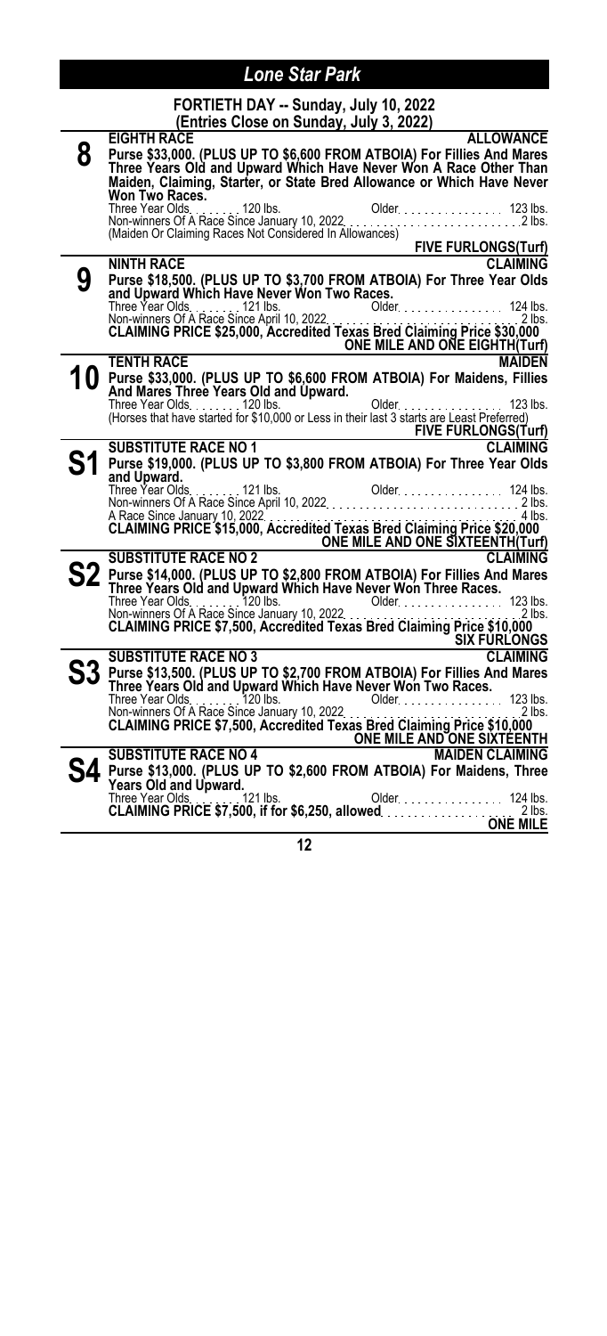# Lone Star Park

**FORTIETH DAY -- Sunday, July 10, 2022**
**(Entries Close on Sunday, July 3, 2022)**

## 8

**EIGHTH RACE** — **ALLOWANCE**

**Purse $33,000. (PLUS UP TO $6,600 FROM ATBOIA) For Fillies And Mares Three Years Old and Upward Which Have Never Won A Race Other Than Maiden, Claiming, Starter, or State Bred Allowance or Which Have Never Won Two Races.**

Three Year Olds. . . . . . . 120 lbs. Older. . . . . . . . . . . . . . . . 123 lbs.
Non-winners Of A Race Since January 10, 2022. . . . . . . . . . . . . . . . . . . . . . . . . 2 lbs.
(Maiden Or Claiming Races Not Considered In Allowances)

**FIVE FURLONGS(Turf)**

## 9

**NINTH RACE** — **CLAIMING**

**Purse $18,500. (PLUS UP TO $3,700 FROM ATBOIA) For Three Year Olds and Upward Which Have Never Won Two Races.**

Three Year Olds. . . . . . . 121 lbs. Older. . . . . . . . . . . . . . . . 124 lbs.
Non-winners Of A Race Since April 10, 2022. . . . . . . . . . . . . . . . . . . . . . . . . . . 2 lbs.
**CLAIMING PRICE $25,000, Accredited Texas Bred Claiming Price $30,000**

**ONE MILE AND ONE EIGHTH(Turf)**

## 10

**TENTH RACE** — **MAIDEN**

**Purse $33,000. (PLUS UP TO $6,600 FROM ATBOIA) For Maidens, Fillies And Mares Three Years Old and Upward.**

Three Year Olds. . . . . . . 120 lbs. Older. . . . . . . . . . . . . . . . 123 lbs.
(Horses that have started for $10,000 or Less in their last 3 starts are Least Preferred)

**FIVE FURLONGS(Turf)**

## S1

**SUBSTITUTE RACE NO 1** — **CLAIMING**

**Purse $19,000. (PLUS UP TO $3,800 FROM ATBOIA) For Three Year Olds and Upward.**

Three Year Olds. . . . . . . 121 lbs. Older. . . . . . . . . . . . . . . . 124 lbs.
Non-winners Of A Race Since April 10, 2022. . . . . . . . . . . . . . . . . . . . . . . . . . . 2 lbs.
A Race Since January 10, 2022. . . . . . . . . . . . . . . . . . . . . . . . . . . . . . . . . . . . 4 lbs.
**CLAIMING PRICE $15,000, Accredited Texas Bred Claiming Price $20,000**

**ONE MILE AND ONE SIXTEENTH(Turf)**

## S2

**SUBSTITUTE RACE NO 2** — **CLAIMING**

**Purse $14,000. (PLUS UP TO $2,800 FROM ATBOIA) For Fillies And Mares Three Years Old and Upward Which Have Never Won Three Races.**

Three Year Olds. . . . . . . 120 lbs. Older. . . . . . . . . . . . . . . . 123 lbs.
Non-winners Of A Race Since January 10, 2022. . . . . . . . . . . . . . . . . . . . . . . . . 2 lbs.
**CLAIMING PRICE $7,500, Accredited Texas Bred Claiming Price $10,000**

**SIX FURLONGS**

## S3

**SUBSTITUTE RACE NO 3** — **CLAIMING**

**Purse $13,500. (PLUS UP TO $2,700 FROM ATBOIA) For Fillies And Mares Three Years Old and Upward Which Have Never Won Two Races.**

Three Year Olds. . . . . . . 120 lbs. Older. . . . . . . . . . . . . . . . 123 lbs.
Non-winners Of A Race Since January 10, 2022. . . . . . . . . . . . . . . . . . . . . . . . . 2 lbs.
**CLAIMING PRICE $7,500, Accredited Texas Bred Claiming Price $10,000**

**ONE MILE AND ONE SIXTEENTH**

## S4

**SUBSTITUTE RACE NO 4** — **MAIDEN CLAIMING**

**Purse $13,000. (PLUS UP TO $2,600 FROM ATBOIA) For Maidens, Three Years Old and Upward.**

Three Year Olds. . . . . . . 121 lbs. Older. . . . . . . . . . . . . . . . 124 lbs.
**CLAIMING PRICE $7,500, if for $6,250, allowed. . . . . . . . . . . . . . . . . . . . 2 lbs.**

**ONE MILE**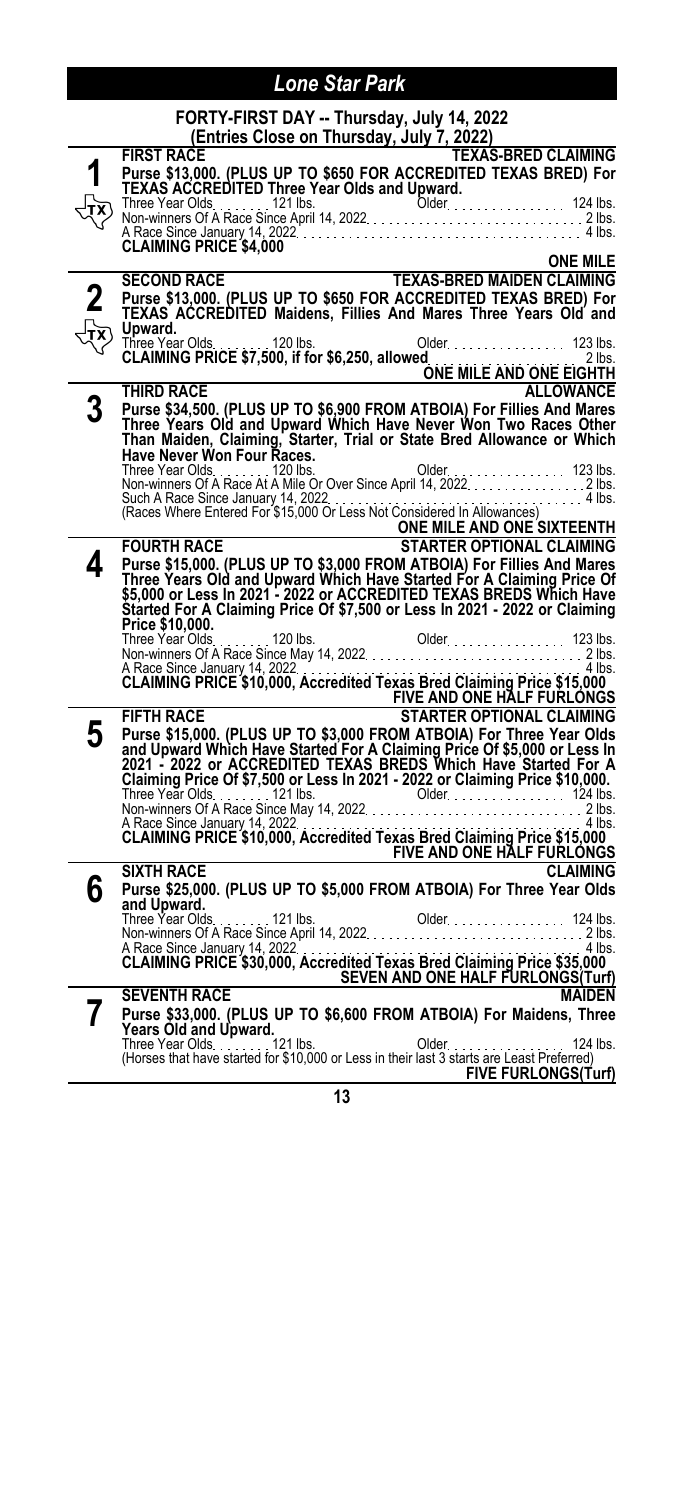# Lone Star Park

## FORTY-FIRST DAY -- Thursday, July 14, 2022
### (Entries Close on Thursday, July 7, 2022)

**1** — **FIRST RACE** — **TEXAS-BRED CLAIMING**

TX

**Purse $13,000. (PLUS UP TO $650 FOR ACCREDITED TEXAS BRED) For TEXAS ACCREDITED Three Year Olds and Upward.**

Three Year Olds. . . . . . . . 121 lbs. Older. . . . . . . . . . . . . . . 124 lbs.
Non-winners Of A Race Since April 14, 2022. . . . . . . . . . . . . . . . . . . . . . . . . . . . 2 lbs.
A Race Since January 14, 2022. . . . . . . . . . . . . . . . . . . . . . . . . . . . . . . . . . . . . . 4 lbs.
**CLAIMING PRICE $4,000**

**ONE MILE**

---

**2** — **SECOND RACE** — **TEXAS-BRED MAIDEN CLAIMING**

TX

**Purse $13,000. (PLUS UP TO $650 FOR ACCREDITED TEXAS BRED) For TEXAS ACCREDITED Maidens, Fillies And Mares Three Years Old and Upward.**

Three Year Olds. . . . . . . . 120 lbs. Older. . . . . . . . . . . . . . . 123 lbs.
**CLAIMING PRICE $7,500, if for $6,250, allowed** . . . . . . . . . . . . . . . . . . . . . . . 2 lbs.

**ONE MILE AND ONE EIGHTH**

---

**3** — **THIRD RACE** — **ALLOWANCE**

**Purse $34,500. (PLUS UP TO $6,900 FROM ATBOIA) For Fillies And Mares Three Years Old and Upward Which Have Never Won Two Races Other Than Maiden, Claiming, Starter, Trial or State Bred Allowance or Which Have Never Won Four Races.**

Three Year Olds. . . . . . . . 120 lbs. Older. . . . . . . . . . . . . . . 123 lbs.
Non-winners Of A Race At A Mile Or Over Since April 14, 2022. . . . . . . . . . . . . . . 2 lbs.
Such A Race Since January 14, 2022. . . . . . . . . . . . . . . . . . . . . . . . . . . . . . . . . . 4 lbs.
(Races Where Entered For $15,000 Or Less Not Considered In Allowances)

**ONE MILE AND ONE SIXTEENTH**

---

**4** — **FOURTH RACE** — **STARTER OPTIONAL CLAIMING**

**Purse $15,000. (PLUS UP TO $3,000 FROM ATBOIA) For Fillies And Mares Three Years Old and Upward Which Have Started For A Claiming Price Of $5,000 or Less In 2021 - 2022 or ACCREDITED TEXAS BREDS Which Have Started For A Claiming Price Of $7,500 or Less In 2021 - 2022 or Claiming Price $10,000.**

Three Year Olds. . . . . . . . 120 lbs. Older. . . . . . . . . . . . . . . 123 lbs.
Non-winners Of A Race Since May 14, 2022. . . . . . . . . . . . . . . . . . . . . . . . . . . . 2 lbs.
A Race Since January 14, 2022. . . . . . . . . . . . . . . . . . . . . . . . . . . . . . . . . . . . . . 4 lbs.
**CLAIMING PRICE $10,000, Accredited Texas Bred Claiming Price $15,000**

**FIVE AND ONE HALF FURLONGS**

---

**5** — **FIFTH RACE** — **STARTER OPTIONAL CLAIMING**

**Purse $15,000. (PLUS UP TO $3,000 FROM ATBOIA) For Three Year Olds and Upward Which Have Started For A Claiming Price Of $5,000 or Less In 2021 - 2022 or ACCREDITED TEXAS BREDS Which Have Started For A Claiming Price Of $7,500 or Less In 2021 - 2022 or Claiming Price $10,000.**

Three Year Olds. . . . . . . . 121 lbs. Older. . . . . . . . . . . . . . . 124 lbs.
Non-winners Of A Race Since May 14, 2022. . . . . . . . . . . . . . . . . . . . . . . . . . . . 2 lbs.
A Race Since January 14, 2022. . . . . . . . . . . . . . . . . . . . . . . . . . . . . . . . . . . . . . 4 lbs.
**CLAIMING PRICE $10,000, Accredited Texas Bred Claiming Price $15,000**

**FIVE AND ONE HALF FURLONGS**

---

**6** — **SIXTH RACE** — **CLAIMING**

**Purse $25,000. (PLUS UP TO $5,000 FROM ATBOIA) For Three Year Olds and Upward.**

Three Year Olds. . . . . . . . 121 lbs. Older. . . . . . . . . . . . . . . 124 lbs.
Non-winners Of A Race Since April 14, 2022. . . . . . . . . . . . . . . . . . . . . . . . . . . . 2 lbs.
A Race Since January 14, 2022. . . . . . . . . . . . . . . . . . . . . . . . . . . . . . . . . . . . . . 4 lbs.
**CLAIMING PRICE $30,000, Accredited Texas Bred Claiming Price $35,000**

**SEVEN AND ONE HALF FURLONGS(Turf)**

---

**7** — **SEVENTH RACE** — **MAIDEN**

**Purse $33,000. (PLUS UP TO $6,600 FROM ATBOIA) For Maidens, Three Years Old and Upward.**

Three Year Olds. . . . . . . . 121 lbs. Older. . . . . . . . . . . . . . . 124 lbs.
(Horses that have started for $10,000 or Less in their last 3 starts are Least Preferred)

**FIVE FURLONGS(Turf)**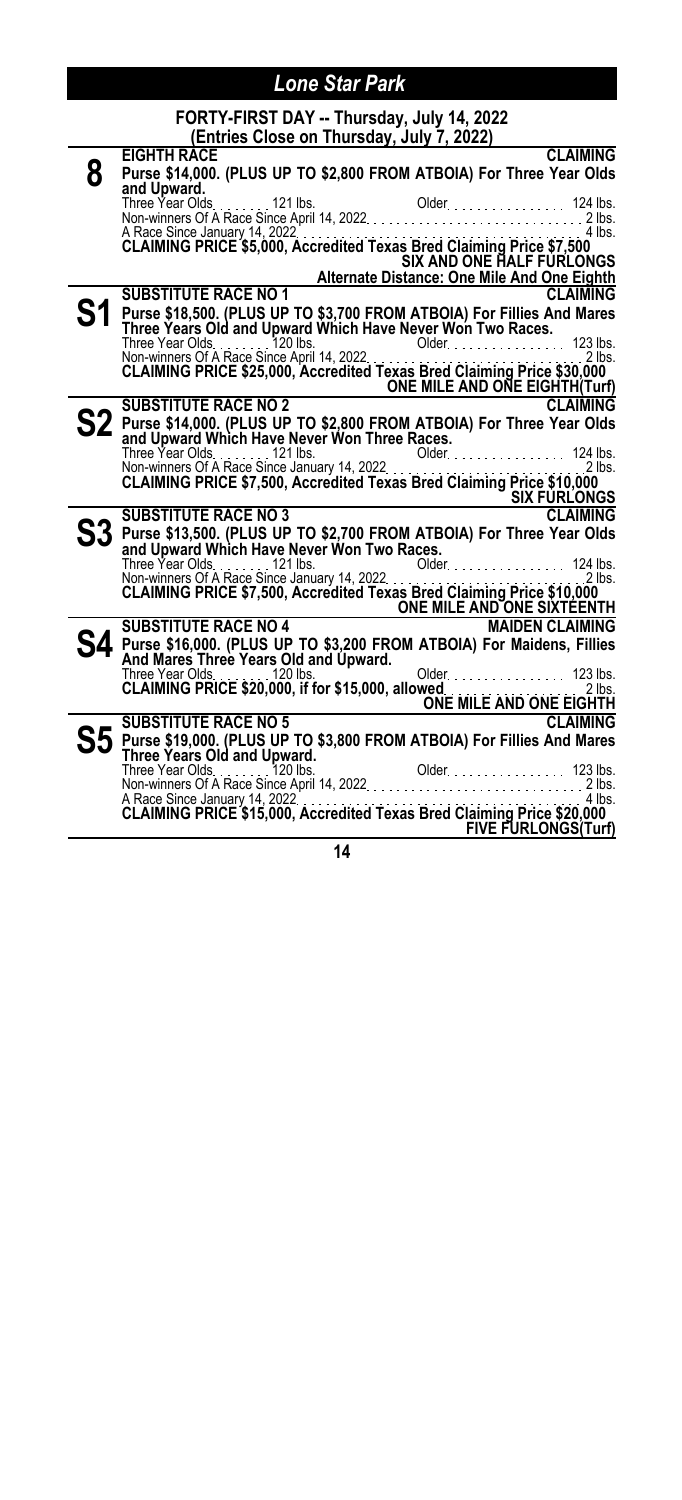## Lone Star Park

### FORTY-FIRST DAY -- Thursday, July 14, 2022
(Entries Close on Thursday, July 7, 2022)

**8** **EIGHTH RACE** **CLAIMING**

**Purse $14,000. (PLUS UP TO $2,800 FROM ATBOIA) For Three Year Olds and Upward.**

Three Year Olds . . . . . . . 121 lbs. Older . . . . . . . . . . . . . . . 124 lbs.
Non-winners Of A Race Since April 14, 2022 . . . . . . . . . . . . . . . . . . . . . . . . . . . 2 lbs.
A Race Since January 14, 2022 . . . . . . . . . . . . . . . . . . . . . . . . . . . . . . . . . . . . . . 4 lbs.
**CLAIMING PRICE $5,000, Accredited Texas Bred Claiming Price $7,500**

**SIX AND ONE HALF FURLONGS**

**Alternate Distance: One Mile And One Eighth**

**S1** **SUBSTITUTE RACE NO 1** **CLAIMING**

**Purse $18,500. (PLUS UP TO $3,700 FROM ATBOIA) For Fillies And Mares Three Years Old and Upward Which Have Never Won Two Races.**

Three Year Olds . . . . . . . 120 lbs. Older . . . . . . . . . . . . . . . 123 lbs.
Non-winners Of A Race Since April 14, 2022 . . . . . . . . . . . . . . . . . . . . . . . . . . . 2 lbs.
**CLAIMING PRICE $25,000, Accredited Texas Bred Claiming Price $30,000**

**ONE MILE AND ONE EIGHTH(Turf)**

**S2** **SUBSTITUTE RACE NO 2** **CLAIMING**

**Purse $14,000. (PLUS UP TO $2,800 FROM ATBOIA) For Three Year Olds and Upward Which Have Never Won Three Races.**

Three Year Olds . . . . . . . 121 lbs. Older . . . . . . . . . . . . . . . 124 lbs.
Non-winners Of A Race Since January 14, 2022 . . . . . . . . . . . . . . . . . . . . . . . . . 2 lbs.
**CLAIMING PRICE $7,500, Accredited Texas Bred Claiming Price $10,000**

**SIX FURLONGS**

**S3** **SUBSTITUTE RACE NO 3** **CLAIMING**

**Purse $13,500. (PLUS UP TO $2,700 FROM ATBOIA) For Three Year Olds and Upward Which Have Never Won Two Races.**

Three Year Olds . . . . . . . 121 lbs. Older . . . . . . . . . . . . . . . 124 lbs.
Non-winners Of A Race Since January 14, 2022 . . . . . . . . . . . . . . . . . . . . . . . . . 2 lbs.
**CLAIMING PRICE $7,500, Accredited Texas Bred Claiming Price $10,000**

**ONE MILE AND ONE SIXTEENTH**

**S4** **SUBSTITUTE RACE NO 4** **MAIDEN CLAIMING**

**Purse $16,000. (PLUS UP TO $3,200 FROM ATBOIA) For Maidens, Fillies And Mares Three Years Old and Upward.**

Three Year Olds . . . . . . . 120 lbs. Older . . . . . . . . . . . . . . . 123 lbs.
**CLAIMING PRICE $20,000, if for $15,000, allowed** . . . . . . . . . . . . . . . . . . . . 2 lbs.

**ONE MILE AND ONE EIGHTH**

**S5** **SUBSTITUTE RACE NO 5** **CLAIMING**

**Purse $19,000. (PLUS UP TO $3,800 FROM ATBOIA) For Fillies And Mares Three Years Old and Upward.**

Three Year Olds . . . . . . . 120 lbs. Older . . . . . . . . . . . . . . . 123 lbs.
Non-winners Of A Race Since April 14, 2022 . . . . . . . . . . . . . . . . . . . . . . . . . . . 2 lbs.
A Race Since January 14, 2022 . . . . . . . . . . . . . . . . . . . . . . . . . . . . . . . . . . . . . . 4 lbs.
**CLAIMING PRICE $15,000, Accredited Texas Bred Claiming Price $20,000**

**FIVE FURLONGS(Turf)**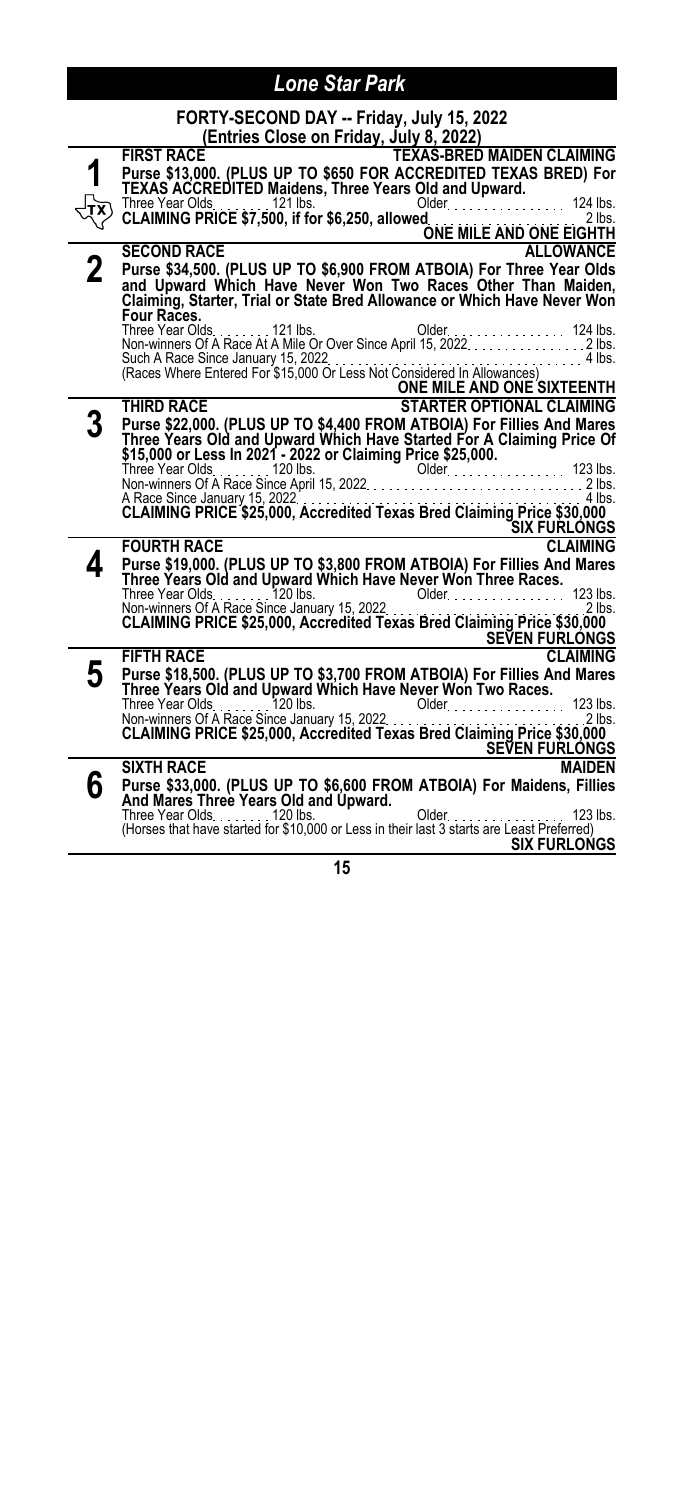# Lone Star Park

## FORTY-SECOND DAY -- Friday, July 15, 2022
### (Entries Close on Friday, July 8, 2022)

### 1 — FIRST RACE — TEXAS-BRED MAIDEN CLAIMING

TX

**Purse $13,000. (PLUS UP TO $650 FOR ACCREDITED TEXAS BRED) For TEXAS ACCREDITED Maidens, Three Years Old and Upward.**

Three Year Olds . . . . . . . . 121 lbs. Older . . . . . . . . . . . . . . . 124 lbs.

**CLAIMING PRICE $7,500, if for $6,250, allowed** . . . . . . . . . . . . . . . . . . 2 lbs.

**ONE MILE AND ONE EIGHTH**

### 2 — SECOND RACE — ALLOWANCE

**Purse $34,500. (PLUS UP TO $6,900 FROM ATBOIA) For Three Year Olds and Upward Which Have Never Won Two Races Other Than Maiden, Claiming, Starter, Trial or State Bred Allowance or Which Have Never Won Four Races.**

Three Year Olds . . . . . . . . 121 lbs. Older . . . . . . . . . . . . . . . 124 lbs.

Non-winners Of A Race At A Mile Or Over Since April 15, 2022 . . . . . . . . . . . . . . . 2 lbs.

Such A Race Since January 15, 2022 . . . . . . . . . . . . . . . . . . . . . . . . . . . . . . . . . . . 4 lbs.

(Races Where Entered For $15,000 Or Less Not Considered In Allowances)

**ONE MILE AND ONE SIXTEENTH**

### 3 — THIRD RACE — STARTER OPTIONAL CLAIMING

**Purse $22,000. (PLUS UP TO $4,400 FROM ATBOIA) For Fillies And Mares Three Years Old and Upward Which Have Started For A Claiming Price Of $15,000 or Less In 2021 - 2022 or Claiming Price $25,000.**

Three Year Olds . . . . . . . . 120 lbs. Older . . . . . . . . . . . . . . . 123 lbs.

Non-winners Of A Race Since April 15, 2022 . . . . . . . . . . . . . . . . . . . . . . . . . . . . . . 2 lbs.

A Race Since January 15, 2022 . . . . . . . . . . . . . . . . . . . . . . . . . . . . . . . . . . . . . . . . 4 lbs.

**CLAIMING PRICE $25,000, Accredited Texas Bred Claiming Price $30,000**

**SIX FURLONGS**

### 4 — FOURTH RACE — CLAIMING

**Purse $19,000. (PLUS UP TO $3,800 FROM ATBOIA) For Fillies And Mares Three Years Old and Upward Which Have Never Won Three Races.**

Three Year Olds . . . . . . . . 120 lbs. Older . . . . . . . . . . . . . . . 123 lbs.

Non-winners Of A Race Since January 15, 2022 . . . . . . . . . . . . . . . . . . . . . . . . . . . . 2 lbs.

**CLAIMING PRICE $25,000, Accredited Texas Bred Claiming Price $30,000**

**SEVEN FURLONGS**

### 5 — FIFTH RACE — CLAIMING

**Purse $18,500. (PLUS UP TO $3,700 FROM ATBOIA) For Fillies And Mares Three Years Old and Upward Which Have Never Won Two Races.**

Three Year Olds . . . . . . . . 120 lbs. Older . . . . . . . . . . . . . . . 123 lbs.

Non-winners Of A Race Since January 15, 2022 . . . . . . . . . . . . . . . . . . . . . . . . . . . . 2 lbs.

**CLAIMING PRICE $25,000, Accredited Texas Bred Claiming Price $30,000**

**SEVEN FURLONGS**

### 6 — SIXTH RACE — MAIDEN

**Purse $33,000. (PLUS UP TO $6,600 FROM ATBOIA) For Maidens, Fillies And Mares Three Years Old and Upward.**

Three Year Olds . . . . . . . . 120 lbs. Older . . . . . . . . . . . . . . . 123 lbs.

(Horses that have started for $10,000 or Less in their last 3 starts are Least Preferred)

**SIX FURLONGS**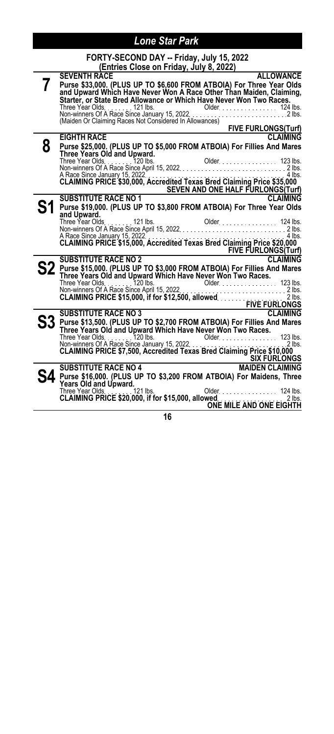# Lone Star Park

## FORTY-SECOND DAY -- Friday, July 15, 2022
### (Entries Close on Friday, July 8, 2022)

**7**

**SEVENTH RACE** — **ALLOWANCE**

**Purse $33,000. (PLUS UP TO $6,600 FROM ATBOIA) For Three Year Olds and Upward Which Have Never Won A Race Other Than Maiden, Claiming, Starter, or State Bred Allowance or Which Have Never Won Two Races.**

Three Year Olds. . . . . . . . 121 lbs. Older. . . . . . . . . . . . . . . . 124 lbs.
Non-winners Of A Race Since January 15, 2022. . . . . . . . . . . . . . . . . . . . . . . . . . 2 lbs.
(Maiden Or Claiming Races Not Considered In Allowances)

**FIVE FURLONGS(Turf)**

**8**

**EIGHTH RACE** — **CLAIMING**

**Purse $25,000. (PLUS UP TO $5,000 FROM ATBOIA) For Fillies And Mares Three Years Old and Upward.**

Three Year Olds. . . . . . . . 120 lbs. Older. . . . . . . . . . . . . . . . 123 lbs.
Non-winners Of A Race Since April 15, 2022. . . . . . . . . . . . . . . . . . . . . . . . . . . . 2 lbs.
A Race Since January 15, 2022. . . . . . . . . . . . . . . . . . . . . . . . . . . . . . . . . . . . . 4 lbs.
**CLAIMING PRICE $30,000, Accredited Texas Bred Claiming Price $35,000**

**SEVEN AND ONE HALF FURLONGS(Turf)**

**S1**

**SUBSTITUTE RACE NO 1** — **CLAIMING**

**Purse $19,000. (PLUS UP TO $3,800 FROM ATBOIA) For Three Year Olds and Upward.**

Three Year Olds. . . . . . . . 121 lbs. Older. . . . . . . . . . . . . . . . 124 lbs.
Non-winners Of A Race Since April 15, 2022. . . . . . . . . . . . . . . . . . . . . . . . . . . . 2 lbs.
A Race Since January 15, 2022. . . . . . . . . . . . . . . . . . . . . . . . . . . . . . . . . . . . . 4 lbs.
**CLAIMING PRICE $15,000, Accredited Texas Bred Claiming Price $20,000**

**FIVE FURLONGS(Turf)**

**S2**

**SUBSTITUTE RACE NO 2** — **CLAIMING**

**Purse $15,000. (PLUS UP TO $3,000 FROM ATBOIA) For Fillies And Mares Three Years Old and Upward Which Have Never Won Two Races.**

Three Year Olds. . . . . . . . 120 lbs. Older. . . . . . . . . . . . . . . . 123 lbs.
Non-winners Of A Race Since April 15, 2022. . . . . . . . . . . . . . . . . . . . . . . . . . . . 2 lbs.
**CLAIMING PRICE $15,000, if for $12,500, allowed** . . . . . . . . . . . . . . . . . . . . 2 lbs.

**FIVE FURLONGS**

**S3**

**SUBSTITUTE RACE NO 3** — **CLAIMING**

**Purse $13,500. (PLUS UP TO $2,700 FROM ATBOIA) For Fillies And Mares Three Years Old and Upward Which Have Never Won Two Races.**

Three Year Olds. . . . . . . . 120 lbs. Older. . . . . . . . . . . . . . . . 123 lbs.
Non-winners Of A Race Since January 15, 2022. . . . . . . . . . . . . . . . . . . . . . . . . . 2 lbs.
**CLAIMING PRICE $7,500, Accredited Texas Bred Claiming Price $10,000**

**SIX FURLONGS**

**S4**

**SUBSTITUTE RACE NO 4** — **MAIDEN CLAIMING**

**Purse $16,000. (PLUS UP TO $3,200 FROM ATBOIA) For Maidens, Three Years Old and Upward.**

Three Year Olds. . . . . . . . 121 lbs. Older. . . . . . . . . . . . . . . . 124 lbs.
**CLAIMING PRICE $20,000, if for $15,000, allowed** . . . . . . . . . . . . . . . . . . . . 2 lbs.

**ONE MILE AND ONE EIGHTH**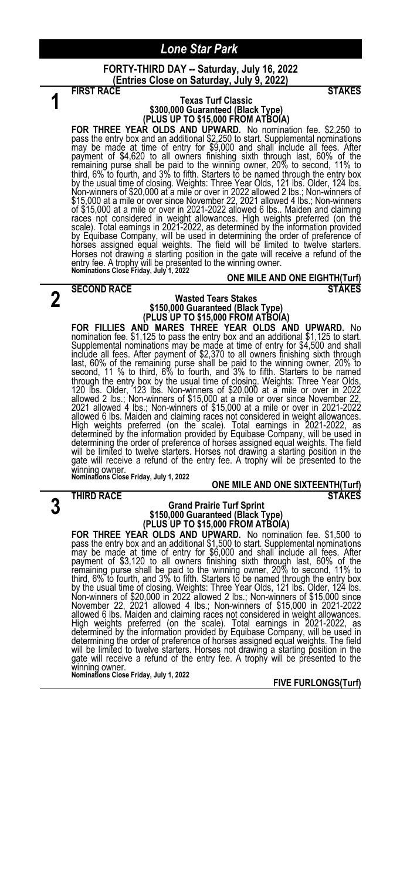# Lone Star Park

## FORTY-THIRD DAY -- Saturday, July 16, 2022
**(Entries Close on Saturday, July 9, 2022)**

---

### 1 — FIRST RACE — STAKES

**Texas Turf Classic**
**$300,000 Guaranteed (Black Type)**
**(PLUS UP TO $15,000 FROM ATBOIA)**

**FOR THREE YEAR OLDS AND UPWARD.** No nomination fee. $2,250 to pass the entry box and an additional $2,250 to start. Supplemental nominations may be made at time of entry for $9,000 and shall include all fees. After payment of $4,620 to all owners finishing sixth through last, 60% of the remaining purse shall be paid to the winning owner, 20% to second, 11% to third, 6% to fourth, and 3% to fifth. Starters to be named through the entry box by the usual time of closing. Weights: Three Year Olds, 121 lbs. Older, 124 lbs. Non-winners of $20,000 at a mile or over in 2022 allowed 2 lbs.; Non-winners of $15,000 at a mile or over since November 22, 2021 allowed 4 lbs.; Non-winners of $15,000 at a mile or over in 2021-2022 allowed 6 lbs.. Maiden and claiming races not considered in weight allowances. High weights preferred (on the scale). Total earnings in 2021-2022, as determined by the information provided by Equibase Company, will be used in determining the order of preference of horses assigned equal weights. The field will be limited to twelve starters. Horses not drawing a starting position in the gate will receive a refund of the entry fee. A trophy will be presented to the winning owner.

**Nominations Close Friday, July 1, 2022**

**ONE MILE AND ONE EIGHTH(Turf)**

---

### 2 — SECOND RACE — STAKES

**Wasted Tears Stakes**
**$150,000 Guaranteed (Black Type)**
**(PLUS UP TO $15,000 FROM ATBOIA)**

**FOR FILLIES AND MARES THREE YEAR OLDS AND UPWARD.** No nomination fee. $1,125 to pass the entry box and an additional $1,125 to start. Supplemental nominations may be made at time of entry for $4,500 and shall include all fees. After payment of $2,370 to all owners finishing sixth through last, 60% of the remaining purse shall be paid to the winning owner, 20% to second, 11 % to third, 6% to fourth, and 3% to fifth. Starters to be named through the entry box by the usual time of closing. Weights: Three Year Olds, 120 lbs. Older, 123 lbs. Non-winners of $20,000 at a mile or over in 2022 allowed 2 lbs.; Non-winners of $15,000 at a mile or over since November 22, 2021 allowed 4 lbs.; Non-winners of $15,000 at a mile or over in 2021-2022 allowed 6 lbs. Maiden and claiming races not considered in weight allowances. High weights preferred (on the scale). Total earnings in 2021-2022, as determined by the information provided by Equibase Company, will be used in determining the order of preference of horses assigned equal weights. The field will be limited to twelve starters. Horses not drawing a starting position in the gate will receive a refund of the entry fee. A trophy will be presented to the winning owner.

**Nominations Close Friday, July 1, 2022**

**ONE MILE AND ONE SIXTEENTH(Turf)**

---

### 3 — THIRD RACE — STAKES

**Grand Prairie Turf Sprint**
**$150,000 Guaranteed (Black Type)**
**(PLUS UP TO $15,000 FROM ATBOIA)**

**FOR THREE YEAR OLDS AND UPWARD.** No nomination fee. $1,500 to pass the entry box and an additional $1,500 to start. Supplemental nominations may be made at time of entry for $6,000 and shall include all fees. After payment of $3,120 to all owners finishing sixth through last, 60% of the remaining purse shall be paid to the winning owner, 20% to second, 11% to third, 6% to fourth, and 3% to fifth. Starters to be named through the entry box by the usual time of closing. Weights: Three Year Olds, 121 lbs. Older, 124 lbs. Non-winners of $20,000 in 2022 allowed 2 lbs.; Non-winners of $15,000 since November 22, 2021 allowed 4 lbs.; Non-winners of $15,000 in 2021-2022 allowed 6 lbs. Maiden and claiming races not considered in weight allowances. High weights preferred (on the scale). Total earnings in 2021-2022, as determined by the information provided by Equibase Company, will be used in determining the order of preference of horses assigned equal weights. The field will be limited to twelve starters. Horses not drawing a starting position in the gate will receive a refund of the entry fee. A trophy will be presented to the winning owner.

**Nominations Close Friday, July 1, 2022**

**FIVE FURLONGS(Turf)**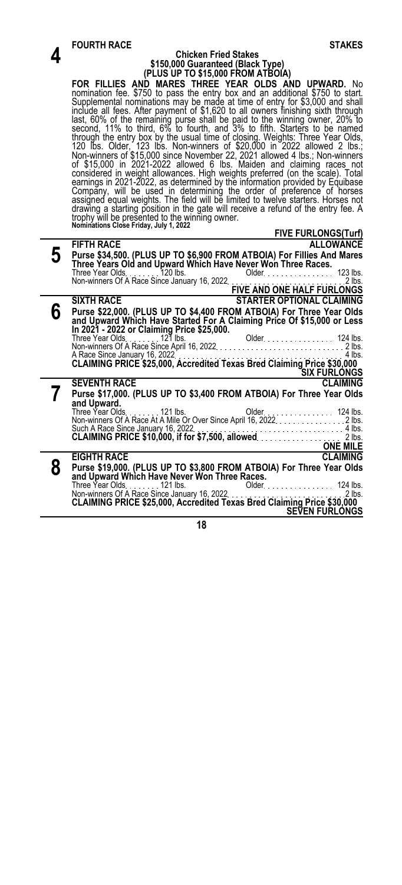## 4

**FOURTH RACE** **STAKES**

### Chicken Fried Stakes
### $150,000 Guaranteed (Black Type)
### (PLUS UP TO $15,000 FROM ATBOIA)

**FOR FILLIES AND MARES THREE YEAR OLDS AND UPWARD.** No nomination fee. $750 to pass the entry box and an additional $750 to start. Supplemental nominations may be made at time of entry for $3,000 and shall include all fees. After payment of $1,620 to all owners finishing sixth through last, 60% of the remaining purse shall be paid to the winning owner, 20% to second, 11% to third, 6% to fourth, and 3% to fifth. Starters to be named through the entry box by the usual time of closing. Weights: Three Year Olds, 120 lbs. Older, 123 lbs. Non-winners of $20,000 in 2022 allowed 2 lbs.; Non-winners of $15,000 since November 22, 2021 allowed 4 lbs.; Non-winners of $15,000 in 2021-2022 allowed 6 lbs. Maiden and claiming races not considered in weight allowances. High weights preferred (on the scale). Total earnings in 2021-2022, as determined by the information provided by Equibase Company, will be used in determining the order of preference of horses assigned equal weights. The field will be limited to twelve starters. Horses not drawing a starting position in the gate will receive a refund of the entry fee. A trophy will be presented to the winning owner.

**Nominations Close Friday, July 1, 2022**

**FIVE FURLONGS(Turf)**

## 5

**FIFTH RACE** **ALLOWANCE**

**Purse $34,500. (PLUS UP TO $6,900 FROM ATBOIA) For Fillies And Mares Three Years Old and Upward Which Have Never Won Three Races.**

Three Year Olds. . . . . . . 120 lbs. Older. . . . . . . . . . . . . . . . 123 lbs.
Non-winners Of A Race Since January 16, 2022. . . . . . . . . . . . . . . . . . . . . . 2 lbs.

**FIVE AND ONE HALF FURLONGS**

## 6

**SIXTH RACE** **STARTER OPTIONAL CLAIMING**

**Purse $22,000. (PLUS UP TO $4,400 FROM ATBOIA) For Three Year Olds and Upward Which Have Started For A Claiming Price Of $15,000 or Less In 2021 - 2022 or Claiming Price $25,000.**

Three Year Olds. . . . . . . 121 lbs. Older. . . . . . . . . . . . . . . . 124 lbs.
Non-winners Of A Race Since April 16, 2022. . . . . . . . . . . . . . . . . . . . . . . . . . 2 lbs.
A Race Since January 16, 2022. . . . . . . . . . . . . . . . . . . . . . . . . . . . . . . . . . 4 lbs.
**CLAIMING PRICE $25,000, Accredited Texas Bred Claiming Price $30,000**

**SIX FURLONGS**

## 7

**SEVENTH RACE** **CLAIMING**

**Purse $17,000. (PLUS UP TO $3,400 FROM ATBOIA) For Three Year Olds and Upward.**

Three Year Olds. . . . . . . 121 lbs. Older. . . . . . . . . . . . . . . . 124 lbs.
Non-winners Of A Race At A Mile Or Over Since April 16, 2022. . . . . . . . . . . . . . 2 lbs.
Such A Race Since January 16, 2022. . . . . . . . . . . . . . . . . . . . . . . . . . . . . . 4 lbs.
**CLAIMING PRICE $10,000, if for $7,500, allowed**. . . . . . . . . . . . . . . . . . . 2 lbs.

**ONE MILE**

## 8

**EIGHTH RACE** **CLAIMING**

**Purse $19,000. (PLUS UP TO $3,800 FROM ATBOIA) For Three Year Olds and Upward Which Have Never Won Three Races.**

Three Year Olds. . . . . . . 121 lbs. Older. . . . . . . . . . . . . . . . 124 lbs.
Non-winners Of A Race Since January 16, 2022. . . . . . . . . . . . . . . . . . . . . . 2 lbs.
**CLAIMING PRICE $25,000, Accredited Texas Bred Claiming Price $30,000**

**SEVEN FURLONGS**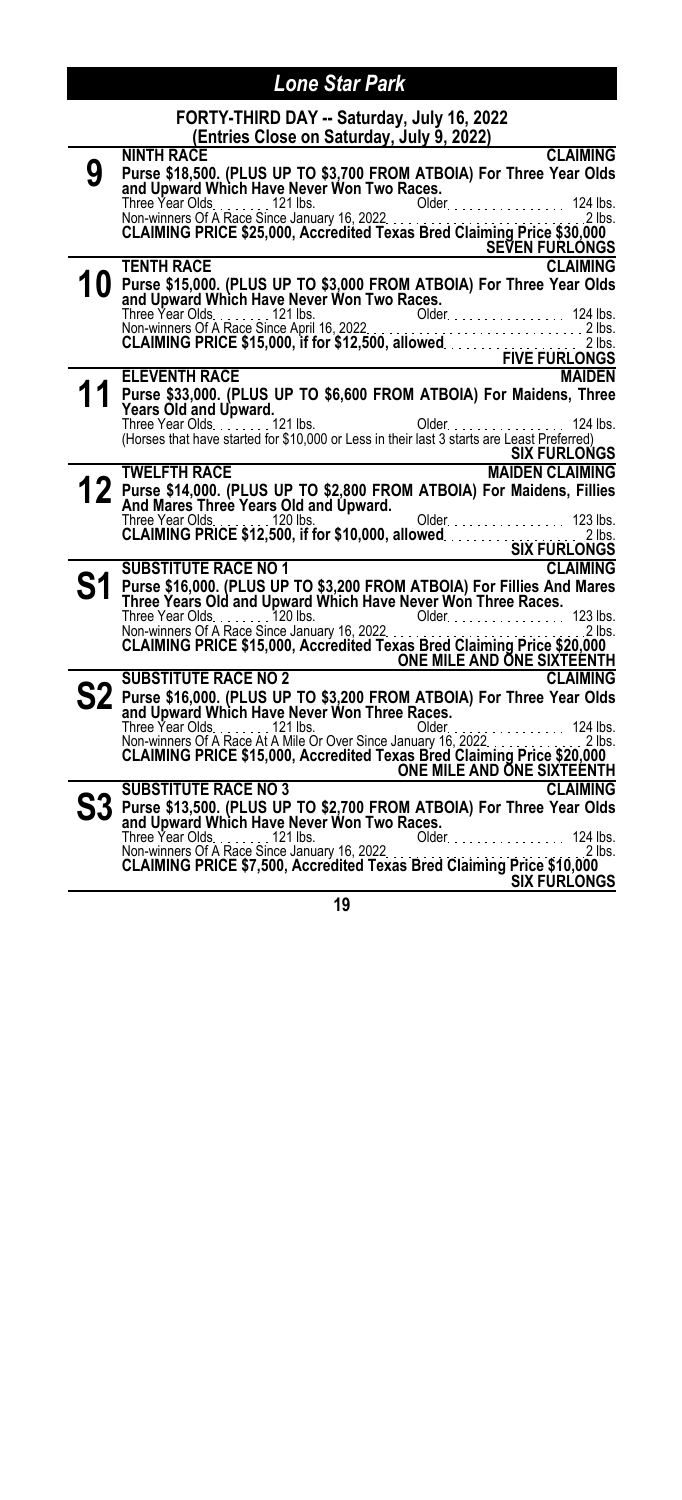# Lone Star Park

## FORTY-THIRD DAY -- Saturday, July 16, 2022
### (Entries Close on Saturday, July 9, 2022)

**9**

**NINTH RACE** **CLAIMING**

**Purse $18,500. (PLUS UP TO $3,700 FROM ATBOIA) For Three Year Olds and Upward Which Have Never Won Two Races.**

Three Year Olds. . . . . . . . 121 lbs. Older. . . . . . . . . . . . . . . 124 lbs.
Non-winners Of A Race Since January 16, 2022. . . . . . . . . . . . . . . . . . . . . . . . . . . . 2 lbs.
**CLAIMING PRICE $25,000, Accredited Texas Bred Claiming Price $30,000**
**SEVEN FURLONGS**

**10**

**TENTH RACE** **CLAIMING**

**Purse $15,000. (PLUS UP TO $3,000 FROM ATBOIA) For Three Year Olds and Upward Which Have Never Won Two Races.**

Three Year Olds. . . . . . . . 121 lbs. Older. . . . . . . . . . . . . . . 124 lbs.
Non-winners Of A Race Since April 16, 2022. . . . . . . . . . . . . . . . . . . . . . . . . . . . . 2 lbs.
**CLAIMING PRICE $15,000, if for $12,500, allowed**. . . . . . . . . . . . . . . . . . 2 lbs.
**FIVE FURLONGS**

**11**

**ELEVENTH RACE** **MAIDEN**

**Purse $33,000. (PLUS UP TO $6,600 FROM ATBOIA) For Maidens, Three Years Old and Upward.**

Three Year Olds. . . . . . . . 121 lbs. Older. . . . . . . . . . . . . . . 124 lbs.
(Horses that have started for $10,000 or Less in their last 3 starts are Least Preferred)
**SIX FURLONGS**

**12**

**TWELFTH RACE** **MAIDEN CLAIMING**

**Purse $14,000. (PLUS UP TO $2,800 FROM ATBOIA) For Maidens, Fillies And Mares Three Years Old and Upward.**

Three Year Olds. . . . . . . . 120 lbs. Older. . . . . . . . . . . . . . . 123 lbs.
**CLAIMING PRICE $12,500, if for $10,000, allowed**. . . . . . . . . . . . . . . . . . 2 lbs.
**SIX FURLONGS**

**S1**

**SUBSTITUTE RACE NO 1** **CLAIMING**

**Purse $16,000. (PLUS UP TO $3,200 FROM ATBOIA) For Fillies And Mares Three Years Old and Upward Which Have Never Won Three Races.**

Three Year Olds. . . . . . . . 120 lbs. Older. . . . . . . . . . . . . . . 123 lbs.
Non-winners Of A Race Since January 16, 2022. . . . . . . . . . . . . . . . . . . . . . . . . . . . 2 lbs.
**CLAIMING PRICE $15,000, Accredited Texas Bred Claiming Price $20,000**
**ONE MILE AND ONE SIXTEENTH**

**S2**

**SUBSTITUTE RACE NO 2** **CLAIMING**

**Purse $16,000. (PLUS UP TO $3,200 FROM ATBOIA) For Three Year Olds and Upward Which Have Never Won Three Races.**

Three Year Olds. . . . . . . . 121 lbs. Older. . . . . . . . . . . . . . . 124 lbs.
Non-winners Of A Race At A Mile Or Over Since January 16, 2022. . . . . . . . . . . . 2 lbs.
**CLAIMING PRICE $15,000, Accredited Texas Bred Claiming Price $20,000**
**ONE MILE AND ONE SIXTEENTH**

**S3**

**SUBSTITUTE RACE NO 3** **CLAIMING**

**Purse $13,500. (PLUS UP TO $2,700 FROM ATBOIA) For Three Year Olds and Upward Which Have Never Won Two Races.**

Three Year Olds. . . . . . . . 121 lbs. Older. . . . . . . . . . . . . . . 124 lbs.
Non-winners Of A Race Since January 16, 2022. . . . . . . . . . . . . . . . . . . . . . . . . . . . 2 lbs.
**CLAIMING PRICE $7,500, Accredited Texas Bred Claiming Price $10,000**
**SIX FURLONGS**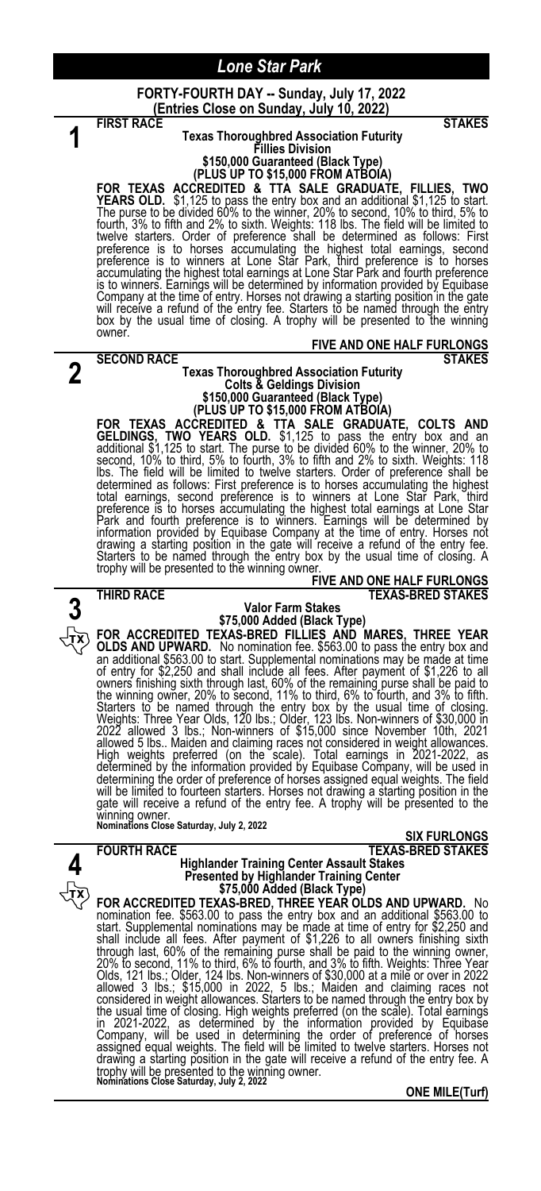# Lone Star Park

**FORTY-FOURTH DAY -- Sunday, July 17, 2022**
**(Entries Close on Sunday, July 10, 2022)**

## 1

**FIRST RACE** **STAKES**

**Texas Thoroughbred Association Futurity**
**Fillies Division**
**$150,000 Guaranteed (Black Type)**
**(PLUS UP TO $15,000 FROM ATBOIA)**

**FOR TEXAS ACCREDITED & TTA SALE GRADUATE, FILLIES, TWO YEARS OLD.** $1,125 to pass the entry box and an additional $1,125 to start. The purse to be divided 60% to the winner, 20% to second, 10% to third, 5% to fourth, 3% to fifth and 2% to sixth. Weights: 118 lbs. The field will be limited to twelve starters. Order of preference shall be determined as follows: First preference is to horses accumulating the highest total earnings, second preference is to winners at Lone Star Park, third preference is to horses accumulating the highest total earnings at Lone Star Park and fourth preference is to winners. Earnings will be determined by information provided by Equibase Company at the time of entry. Horses not drawing a starting position in the gate will receive a refund of the entry fee. Starters to be named through the entry box by the usual time of closing. A trophy will be presented to the winning owner.

**FIVE AND ONE HALF FURLONGS**

## 2

**SECOND RACE** **STAKES**

**Texas Thoroughbred Association Futurity**
**Colts & Geldings Division**
**$150,000 Guaranteed (Black Type)**
**(PLUS UP TO $15,000 FROM ATBOIA)**

**FOR TEXAS ACCREDITED & TTA SALE GRADUATE, COLTS AND GELDINGS, TWO YEARS OLD.** $1,125 to pass the entry box and an additional $1,125 to start. The purse to be divided 60% to the winner, 20% to second, 10% to third, 5% to fourth, 3% to fifth and 2% to sixth. Weights: 118 lbs. The field will be limited to twelve starters. Order of preference shall be determined as follows: First preference is to horses accumulating the highest total earnings, second preference is to winners at Lone Star Park, third preference is to horses accumulating the highest total earnings at Lone Star Park and fourth preference is to winners. Earnings will be determined by information provided by Equibase Company at the time of entry. Horses not drawing a starting position in the gate will receive a refund of the entry fee. Starters to be named through the entry box by the usual time of closing. A trophy will be presented to the winning owner.

**FIVE AND ONE HALF FURLONGS**

## 3

**THIRD RACE** **TEXAS-BRED STAKES**

**Valor Farm Stakes**
**$75,000 Added (Black Type)**

**FOR ACCREDITED TEXAS-BRED FILLIES AND MARES, THREE YEAR OLDS AND UPWARD.** No nomination fee. $563.00 to pass the entry box and an additional $563.00 to start. Supplemental nominations may be made at time of entry for $2,250 and shall include all fees. After payment of $1,226 to all owners finishing sixth through last, 60% of the remaining purse shall be paid to the winning owner, 20% to second, 11% to third, 6% to fourth, and 3% to fifth. Starters to be named through the entry box by the usual time of closing. Weights: Three Year Olds, 120 lbs.; Older, 123 lbs. Non-winners of $30,000 in 2022 allowed 3 lbs.; Non-winners of $15,000 since November 10th, 2021 allowed 5 lbs.. Maiden and claiming races not considered in weight allowances. High weights preferred (on the scale). Total earnings in 2021-2022, as determined by the information provided by Equibase Company, will be used in determining the order of preference of horses assigned equal weights. The field will be limited to fourteen starters. Horses not drawing a starting position in the gate will receive a refund of the entry fee. A trophy will be presented to the winning owner.

**Nominations Close Saturday, July 2, 2022**

**SIX FURLONGS**

## 4

**FOURTH RACE** **TEXAS-BRED STAKES**

**Highlander Training Center Assault Stakes**
**Presented by Highlander Training Center**
**$75,000 Added (Black Type)**

**FOR ACCREDITED TEXAS-BRED, THREE YEAR OLDS AND UPWARD.** No nomination fee. $563.00 to pass the entry box and an additional $563.00 to start. Supplemental nominations may be made at time of entry for $2,250 and shall include all fees. After payment of $1,226 to all owners finishing sixth through last, 60% of the remaining purse shall be paid to the winning owner, 20% to second, 11% to third, 6% to fourth, and 3% to fifth. Weights: Three Year Olds, 121 lbs.; Older, 124 lbs. Non-winners of $30,000 at a mile or over in 2022 allowed 3 lbs.; $15,000 in 2022, 5 lbs.; Maiden and claiming races not considered in weight allowances. Starters to be named through the entry box by the usual time of closing. High weights preferred (on the scale). Total earnings in 2021-2022, as determined by the information provided by Equibase Company, will be used in determining the order of preference of horses assigned equal weights. The field will be limited to twelve starters. Horses not drawing a starting position in the gate will receive a refund of the entry fee. A trophy will be presented to the winning owner.

**Nominations Close Saturday, July 2, 2022**

**ONE MILE(Turf)**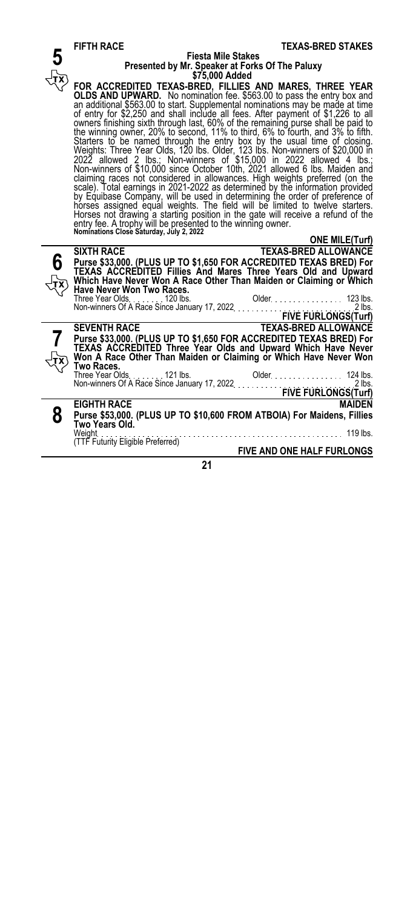## 5 — FIFTH RACE — TEXAS-BRED STAKES

**Fiesta Mile Stakes**
**Presented by Mr. Speaker at Forks Of The Paluxy**
**$75,000 Added**

**FOR ACCREDITED TEXAS-BRED, FILLIES AND MARES, THREE YEAR OLDS AND UPWARD.** No nomination fee. $563.00 to pass the entry box and an additional $563.00 to start. Supplemental nominations may be made at time of entry for $2,250 and shall include all fees. After payment of $1,226 to all owners finishing sixth through last, 60% of the remaining purse shall be paid to the winning owner, 20% to second, 11% to third, 6% to fourth, and 3% to fifth. Starters to be named through the entry box by the usual time of closing. Weights: Three Year Olds, 120 lbs. Older, 123 lbs. Non-winners of $20,000 in 2022 allowed 2 lbs.; Non-winners of $15,000 in 2022 allowed 4 lbs.; Non-winners of $10,000 since October 10th, 2021 allowed 6 lbs. Maiden and claiming races not considered in allowances. High weights preferred (on the scale). Total earnings in 2021-2022 as determined by the information provided by Equibase Company, will be used in determining the order of preference of horses assigned equal weights. The field will be limited to twelve starters. Horses not drawing a starting position in the gate will receive a refund of the entry fee. A trophy will be presented to the winning owner.
**Nominations Close Saturday, July 2, 2022**

**ONE MILE(Turf)**

## 6 — SIXTH RACE — TEXAS-BRED ALLOWANCE

**Purse $33,000. (PLUS UP TO $1,650 FOR ACCREDITED TEXAS BRED) For TEXAS ACCREDITED Fillies And Mares Three Years Old and Upward Which Have Never Won A Race Other Than Maiden or Claiming or Which Have Never Won Two Races.**

Three Year Olds . . . . . . . 120 lbs. Older . . . . . . . . . . . . . . . 123 lbs.
Non-winners Of A Race Since January 17, 2022 . . . . . . . . . . . . . . . 2 lbs.

**FIVE FURLONGS(Turf)**

## 7 — SEVENTH RACE — TEXAS-BRED ALLOWANCE

**Purse $33,000. (PLUS UP TO $1,650 FOR ACCREDITED TEXAS BRED) For TEXAS ACCREDITED Three Year Olds and Upward Which Have Never Won A Race Other Than Maiden or Claiming or Which Have Never Won Two Races.**

Three Year Olds . . . . . . . 121 lbs. Older . . . . . . . . . . . . . . . 124 lbs.
Non-winners Of A Race Since January 17, 2022 . . . . . . . . . . . . . . . 2 lbs.

**FIVE FURLONGS(Turf)**

## 8 — EIGHTH RACE — MAIDEN

**Purse $53,000. (PLUS UP TO $10,600 FROM ATBOIA) For Maidens, Fillies Two Years Old.**

Weight . . . . . . . . . . . . . . . . . . . . . . . . . . . . . . . . . . . . . . . 119 lbs.
(TTF Futurity Eligible Preferred)

**FIVE AND ONE HALF FURLONGS**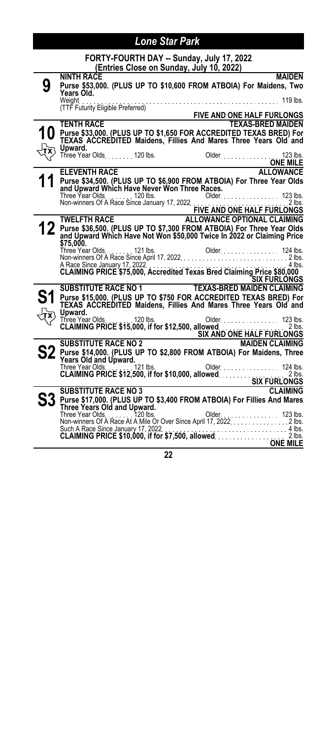## Lone Star Park

### FORTY-FOURTH DAY -- Sunday, July 17, 2022
**(Entries Close on Sunday, July 10, 2022)**

---

**9**

**NINTH RACE** — **MAIDEN**

**Purse $53,000. (PLUS UP TO $10,600 FROM ATBOIA) For Maidens, Two Years Old.**

Weight . . . . . 119 lbs.

(TTF Futurity Eligible Preferred)

**FIVE AND ONE HALF FURLONGS**

---

**10** (TX)

**TENTH RACE** — **TEXAS-BRED MAIDEN**

**Purse $33,000. (PLUS UP TO $1,650 FOR ACCREDITED TEXAS BRED) For TEXAS ACCREDITED Maidens, Fillies And Mares Three Years Old and Upward.**

Three Year Olds . . . . . 120 lbs. Older . . . . . 123 lbs.

**ONE MILE**

---

**11**

**ELEVENTH RACE** — **ALLOWANCE**

**Purse $34,500. (PLUS UP TO $6,900 FROM ATBOIA) For Three Year Olds and Upward Which Have Never Won Three Races.**

Three Year Olds . . . . . 120 lbs. Older . . . . . 123 lbs.

Non-winners Of A Race Since January 17, 2022 . . . . . 2 lbs.

**FIVE AND ONE HALF FURLONGS**

---

**12**

**TWELFTH RACE** — **ALLOWANCE OPTIONAL CLAIMING**

**Purse $36,500. (PLUS UP TO $7,300 FROM ATBOIA) For Three Year Olds and Upward Which Have Not Won $50,000 Twice In 2022 or Claiming Price $75,000.**

Three Year Olds . . . . . 121 lbs. Older . . . . . 124 lbs.

Non-winners Of A Race Since April 17, 2022 . . . . . 2 lbs.

A Race Since January 17, 2022 . . . . . 4 lbs.

**CLAIMING PRICE $75,000, Accredited Texas Bred Claiming Price $80,000**

**SIX FURLONGS**

---

**S1** (TX)

**SUBSTITUTE RACE NO 1** — **TEXAS-BRED MAIDEN CLAIMING**

**Purse $15,000. (PLUS UP TO $750 FOR ACCREDITED TEXAS BRED) For TEXAS ACCREDITED Maidens, Fillies And Mares Three Years Old and Upward.**

Three Year Olds . . . . . 120 lbs. Older . . . . . 123 lbs.

**CLAIMING PRICE $15,000, if for $12,500, allowed** . . . . . 2 lbs.

**SIX AND ONE HALF FURLONGS**

---

**S2**

**SUBSTITUTE RACE NO 2** — **MAIDEN CLAIMING**

**Purse $14,000. (PLUS UP TO $2,800 FROM ATBOIA) For Maidens, Three Years Old and Upward.**

Three Year Olds . . . . . 121 lbs. Older . . . . . 124 lbs.

**CLAIMING PRICE $12,500, if for $10,000, allowed** . . . . . 2 lbs.

**SIX FURLONGS**

---

**S3**

**SUBSTITUTE RACE NO 3** — **CLAIMING**

**Purse $17,000. (PLUS UP TO $3,400 FROM ATBOIA) For Fillies And Mares Three Years Old and Upward.**

Three Year Olds . . . . . 120 lbs. Older . . . . . 123 lbs.

Non-winners Of A Race At A Mile Or Over Since April 17, 2022 . . . . . 2 lbs.

Such A Race Since January 17, 2022 . . . . . 4 lbs.

**CLAIMING PRICE $10,000, if for $7,500, allowed** . . . . . 2 lbs.

**ONE MILE**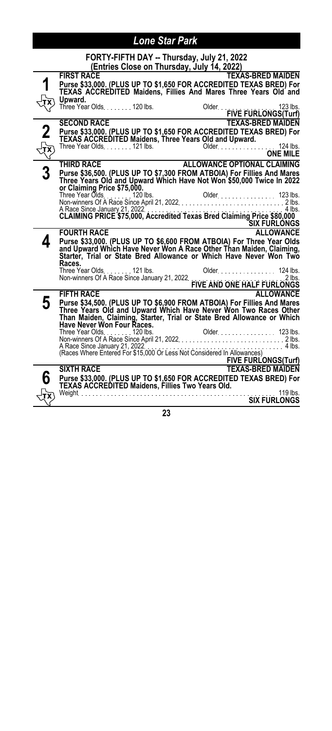# Lone Star Park

## FORTY-FIFTH DAY -- Thursday, July 21, 2022
### (Entries Close on Thursday, July 14, 2022)

**1** TX

**FIRST RACE** — **TEXAS-BRED MAIDEN**

**Purse $33,000. (PLUS UP TO $1,650 FOR ACCREDITED TEXAS BRED) For TEXAS ACCREDITED Maidens, Fillies And Mares Three Years Old and Upward.**

Three Year Olds. . . . . . . . 120 lbs. Older. . . . . . . . . . . . . . . . 123 lbs.

**FIVE FURLONGS(Turf)**

---

**2** TX

**SECOND RACE** — **TEXAS-BRED MAIDEN**

**Purse $33,000. (PLUS UP TO $1,650 FOR ACCREDITED TEXAS BRED) For TEXAS ACCREDITED Maidens, Three Years Old and Upward.**

Three Year Olds. . . . . . . . 121 lbs. Older. . . . . . . . . . . . . . . . 124 lbs.

**ONE MILE**

---

**3**

**THIRD RACE** — **ALLOWANCE OPTIONAL CLAIMING**

**Purse $36,500. (PLUS UP TO $7,300 FROM ATBOIA) For Fillies And Mares Three Years Old and Upward Which Have Not Won $50,000 Twice In 2022 or Claiming Price $75,000.**

Three Year Olds. . . . . . . . 120 lbs. Older. . . . . . . . . . . . . . . . 123 lbs.
Non-winners Of A Race Since April 21, 2022. . . . . . . . . . . . . . . . . . . . . . . . . . . 2 lbs.
A Race Since January 21, 2022. . . . . . . . . . . . . . . . . . . . . . . . . . . . . . . . . . . . 4 lbs.

**CLAIMING PRICE $75,000, Accredited Texas Bred Claiming Price $80,000**

**SIX FURLONGS**

---

**4**

**FOURTH RACE** — **ALLOWANCE**

**Purse $33,000. (PLUS UP TO $6,600 FROM ATBOIA) For Three Year Olds and Upward Which Have Never Won A Race Other Than Maiden, Claiming, Starter, Trial or State Bred Allowance or Which Have Never Won Two Races.**

Three Year Olds. . . . . . . . 121 lbs. Older. . . . . . . . . . . . . . . . 124 lbs.
Non-winners Of A Race Since January 21, 2022. . . . . . . . . . . . . . . . . . . . . . . . . 2 lbs.

**FIVE AND ONE HALF FURLONGS**

---

**5**

**FIFTH RACE** — **ALLOWANCE**

**Purse $34,500. (PLUS UP TO $6,900 FROM ATBOIA) For Fillies And Mares Three Years Old and Upward Which Have Never Won Two Races Other Than Maiden, Claiming, Starter, Trial or State Bred Allowance or Which Have Never Won Four Races.**

Three Year Olds. . . . . . . . 120 lbs. Older. . . . . . . . . . . . . . . . 123 lbs.
Non-winners Of A Race Since April 21, 2022. . . . . . . . . . . . . . . . . . . . . . . . . . . 2 lbs.
A Race Since January 21, 2022. . . . . . . . . . . . . . . . . . . . . . . . . . . . . . . . . . . . 4 lbs.
(Races Where Entered For $15,000 Or Less Not Considered In Allowances)

**FIVE FURLONGS(Turf)**

---

**6** TX

**SIXTH RACE** — **TEXAS-BRED MAIDEN**

**Purse $33,000. (PLUS UP TO $1,650 FOR ACCREDITED TEXAS BRED) For TEXAS ACCREDITED Maidens, Fillies Two Years Old.**

Weight. . . . . . . . . . . . . . . . . . . . . . . . . . . . . . . . . . . . . . . . . . . . . . . . . . . 119 lbs.

**SIX FURLONGS**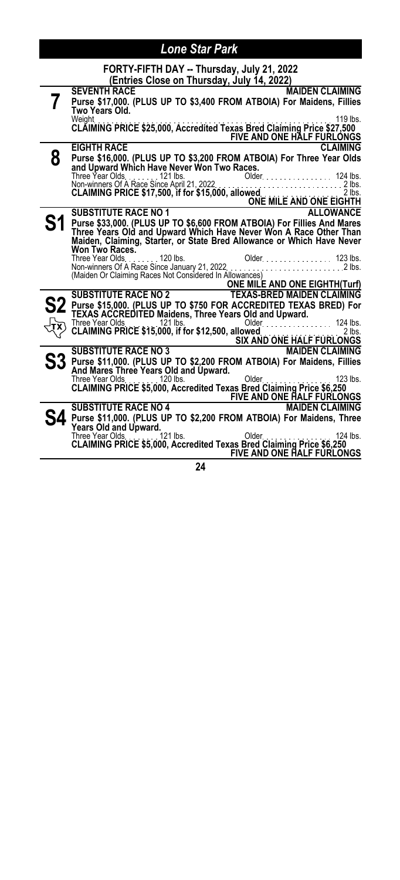# Lone Star Park

## FORTY-FIFTH DAY -- Thursday, July 21, 2022
### (Entries Close on Thursday, July 14, 2022)

**7**

**SEVENTH RACE** — **MAIDEN CLAIMING**

**Purse $17,000. (PLUS UP TO $3,400 FROM ATBOIA) For Maidens, Fillies Two Years Old.**

Weight . . . . . . . . . . 119 lbs.

**CLAIMING PRICE $25,000, Accredited Texas Bred Claiming Price $27,500**

**FIVE AND ONE HALF FURLONGS**

---

**8**

**EIGHTH RACE** — **CLAIMING**

**Purse $16,000. (PLUS UP TO $3,200 FROM ATBOIA) For Three Year Olds and Upward Which Have Never Won Two Races.**

Three Year Olds. . . . . . . . 121 lbs. Older. . . . . . . . . . . . . . . . 124 lbs.

Non-winners Of A Race Since April 21, 2022. . . . . . . . . . . . . . . . . . . . 2 lbs.

**CLAIMING PRICE $17,500, if for $15,000, allowed** . . . . . . . . . . . . . . 2 lbs.

**ONE MILE AND ONE EIGHTH**

---

**S1**

**SUBSTITUTE RACE NO 1** — **ALLOWANCE**

**Purse $33,000. (PLUS UP TO $6,600 FROM ATBOIA) For Fillies And Mares Three Years Old and Upward Which Have Never Won A Race Other Than Maiden, Claiming, Starter, or State Bred Allowance or Which Have Never Won Two Races.**

Three Year Olds. . . . . . . . 120 lbs. Older. . . . . . . . . . . . . . . . 123 lbs.

Non-winners Of A Race Since January 21, 2022. . . . . . . . . . . . . . . . . . 2 lbs.

(Maiden Or Claiming Races Not Considered In Allowances)

**ONE MILE AND ONE EIGHTH(Turf)**

---

**S2** (TX)

**SUBSTITUTE RACE NO 2** — **TEXAS-BRED MAIDEN CLAIMING**

**Purse $15,000. (PLUS UP TO $750 FOR ACCREDITED TEXAS BRED) For TEXAS ACCREDITED Maidens, Three Years Old and Upward.**

Three Year Olds . . . . . . . . 121 lbs. Older. . . . . . . . . . . . . . . . 124 lbs.

**CLAIMING PRICE $15,000, if for $12,500, allowed** . . . . . . . . . . . . . . 2 lbs.

**SIX AND ONE HALF FURLONGS**

---

**S3**

**SUBSTITUTE RACE NO 3** — **MAIDEN CLAIMING**

**Purse $11,000. (PLUS UP TO $2,200 FROM ATBOIA) For Maidens, Fillies And Mares Three Years Old and Upward.**

Three Year Olds. . . . . . . . 120 lbs. Older . . . . . . . . . . . . . . . . 123 lbs.

**CLAIMING PRICE $5,000, Accredited Texas Bred Claiming Price $6,250**

**FIVE AND ONE HALF FURLONGS**

---

**S4**

**SUBSTITUTE RACE NO 4** — **MAIDEN CLAIMING**

**Purse $11,000. (PLUS UP TO $2,200 FROM ATBOIA) For Maidens, Three Years Old and Upward.**

Three Year Olds. . . . . . . . 121 lbs. Older . . . . . . . . . . . . . . . . 124 lbs.

**CLAIMING PRICE $5,000, Accredited Texas Bred Claiming Price $6,250**

**FIVE AND ONE HALF FURLONGS**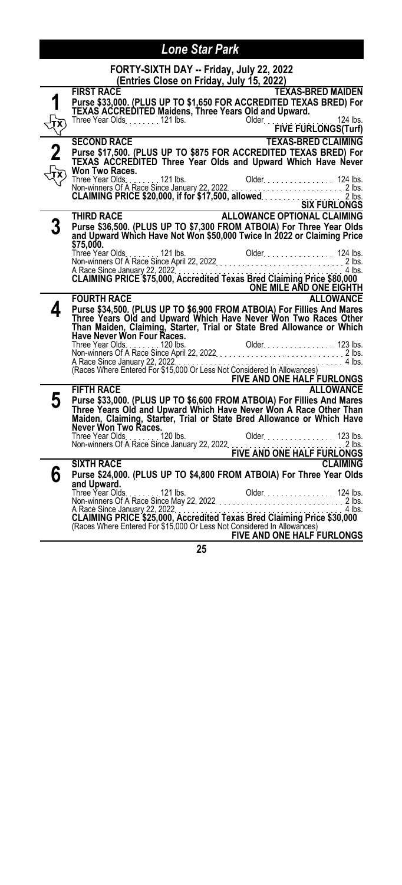# Lone Star Park

## FORTY-SIXTH DAY -- Friday, July 22, 2022
**(Entries Close on Friday, July 15, 2022)**

---

### 1 — FIRST RACE — TEXAS-BRED MAIDEN

**Purse $33,000. (PLUS UP TO $1,650 FOR ACCREDITED TEXAS BRED) For TEXAS ACCREDITED Maidens, Three Years Old and Upward.**

Three Year Olds . . . . . . . 121 lbs. Older . . . . . . . . . . . . . . . . 124 lbs.

**FIVE FURLONGS(Turf)**

---

### 2 — SECOND RACE — TEXAS-BRED CLAIMING

**Purse $17,500. (PLUS UP TO $875 FOR ACCREDITED TEXAS BRED) For TEXAS ACCREDITED Three Year Olds and Upward Which Have Never Won Two Races.**

Three Year Olds . . . . . . . 121 lbs. Older . . . . . . . . . . . . . . . . 124 lbs.
Non-winners Of A Race Since January 22, 2022 . . . . . . . . . . . . . . . . . . . . . . . . 2 lbs.
**CLAIMING PRICE $20,000, if for $17,500, allowed . . . . . . . . . . . . . . 2 lbs.**

**SIX FURLONGS**

---

### 3 — THIRD RACE — ALLOWANCE OPTIONAL CLAIMING

**Purse $36,500. (PLUS UP TO $7,300 FROM ATBOIA) For Three Year Olds and Upward Which Have Not Won $50,000 Twice In 2022 or Claiming Price $75,000.**

Three Year Olds . . . . . . . 121 lbs. Older . . . . . . . . . . . . . . . . 124 lbs.
Non-winners Of A Race Since April 22, 2022 . . . . . . . . . . . . . . . . . . . . . . . . . . 2 lbs.
A Race Since January 22, 2022 . . . . . . . . . . . . . . . . . . . . . . . . . . . . . . . . . . . 4 lbs.
**CLAIMING PRICE $75,000, Accredited Texas Bred Claiming Price $80,000**

**ONE MILE AND ONE EIGHTH**

---

### 4 — FOURTH RACE — ALLOWANCE

**Purse $34,500. (PLUS UP TO $6,900 FROM ATBOIA) For Fillies And Mares Three Years Old and Upward Which Have Never Won Two Races Other Than Maiden, Claiming, Starter, Trial or State Bred Allowance or Which Have Never Won Four Races.**

Three Year Olds . . . . . . . 120 lbs. Older . . . . . . . . . . . . . . . . 123 lbs.
Non-winners Of A Race Since April 22, 2022 . . . . . . . . . . . . . . . . . . . . . . . . . . 2 lbs.
A Race Since January 22, 2022 . . . . . . . . . . . . . . . . . . . . . . . . . . . . . . . . . . . 4 lbs.
(Races Where Entered For $15,000 Or Less Not Considered In Allowances)

**FIVE AND ONE HALF FURLONGS**

---

### 5 — FIFTH RACE — ALLOWANCE

**Purse $33,000. (PLUS UP TO $6,600 FROM ATBOIA) For Fillies And Mares Three Years Old and Upward Which Have Never Won A Race Other Than Maiden, Claiming, Starter, Trial or State Bred Allowance or Which Have Never Won Two Races.**

Three Year Olds . . . . . . . 120 lbs. Older . . . . . . . . . . . . . . . . 123 lbs.
Non-winners Of A Race Since January 22, 2022 . . . . . . . . . . . . . . . . . . . . . . . . 2 lbs.

**FIVE AND ONE HALF FURLONGS**

---

### 6 — SIXTH RACE — CLAIMING

**Purse $24,000. (PLUS UP TO $4,800 FROM ATBOIA) For Three Year Olds and Upward.**

Three Year Olds . . . . . . . 121 lbs. Older . . . . . . . . . . . . . . . . 124 lbs.
Non-winners Of A Race Since May 22, 2022 . . . . . . . . . . . . . . . . . . . . . . . . . . . 2 lbs.
A Race Since January 22, 2022 . . . . . . . . . . . . . . . . . . . . . . . . . . . . . . . . . . . 4 lbs.
**CLAIMING PRICE $25,000, Accredited Texas Bred Claiming Price $30,000**
(Races Where Entered For $15,000 Or Less Not Considered In Allowances)

**FIVE AND ONE HALF FURLONGS**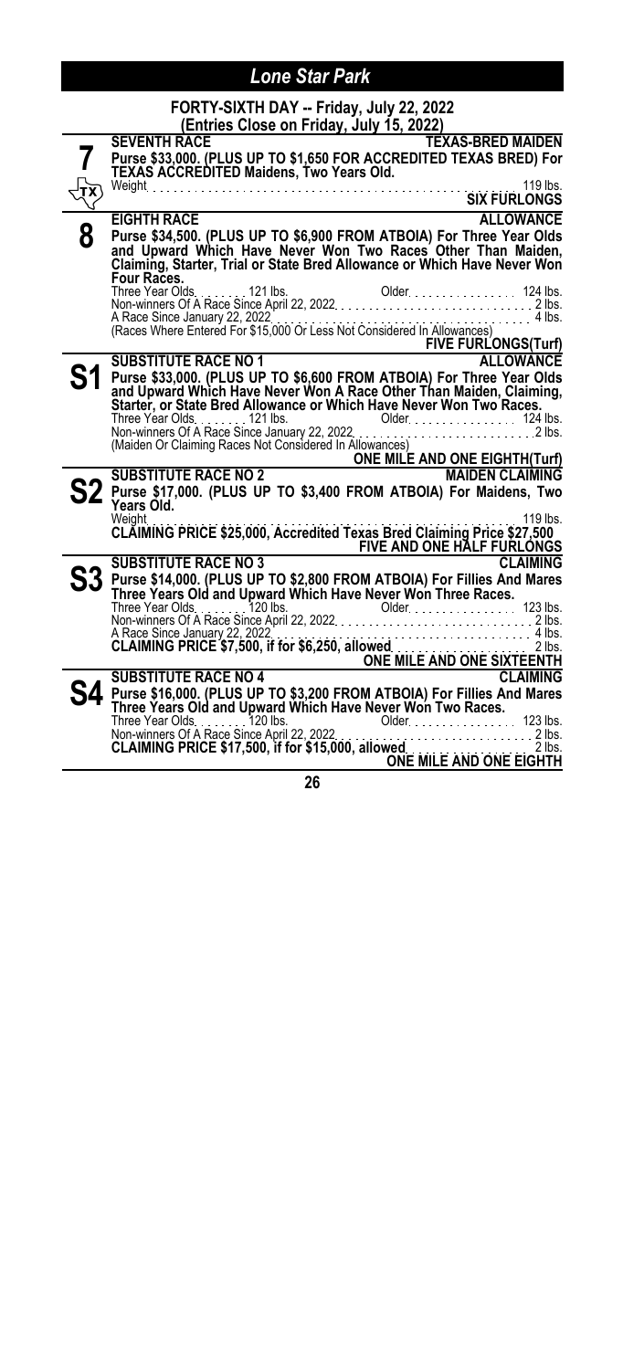## Lone Star Park

**FORTY-SIXTH DAY -- Friday, July 22, 2022**
**(Entries Close on Friday, July 15, 2022)**

### 7 — SEVENTH RACE — TEXAS-BRED MAIDEN

**Purse $33,000. (PLUS UP TO $1,650 FOR ACCREDITED TEXAS BRED) For TEXAS ACCREDITED Maidens, Two Years Old.**

Weight . . . . . . . . . . 119 lbs.

**SIX FURLONGS**

### 8 — EIGHTH RACE — ALLOWANCE

**Purse $34,500. (PLUS UP TO $6,900 FROM ATBOIA) For Three Year Olds and Upward Which Have Never Won Two Races Other Than Maiden, Claiming, Starter, Trial or State Bred Allowance or Which Have Never Won Four Races.**

Three Year Olds. . . . . . . 121 lbs. Older. . . . . . . . . . 124 lbs.
Non-winners Of A Race Since April 22, 2022. . . . . . . . . . 2 lbs.
A Race Since January 22, 2022. . . . . . . . . . 4 lbs.
(Races Where Entered For $15,000 Or Less Not Considered In Allowances)

**FIVE FURLONGS(Turf)**

### S1 — SUBSTITUTE RACE NO 1 — ALLOWANCE

**Purse $33,000. (PLUS UP TO $6,600 FROM ATBOIA) For Three Year Olds and Upward Which Have Never Won A Race Other Than Maiden, Claiming, Starter, or State Bred Allowance or Which Have Never Won Two Races.**

Three Year Olds. . . . . . . 121 lbs. Older. . . . . . . . . . 124 lbs.
Non-winners Of A Race Since January 22, 2022. . . . . . . . . . 2 lbs.
(Maiden Or Claiming Races Not Considered In Allowances)

**ONE MILE AND ONE EIGHTH(Turf)**

### S2 — SUBSTITUTE RACE NO 2 — MAIDEN CLAIMING

**Purse $17,000. (PLUS UP TO $3,400 FROM ATBOIA) For Maidens, Two Years Old.**

Weight . . . . . . . . . . 119 lbs.

**CLAIMING PRICE $25,000, Accredited Texas Bred Claiming Price $27,500**

**FIVE AND ONE HALF FURLONGS**

### S3 — SUBSTITUTE RACE NO 3 — CLAIMING

**Purse $14,000. (PLUS UP TO $2,800 FROM ATBOIA) For Fillies And Mares Three Years Old and Upward Which Have Never Won Three Races.**

Three Year Olds. . . . . . . 120 lbs. Older. . . . . . . . . . 123 lbs.
Non-winners Of A Race Since April 22, 2022. . . . . . . . . . 2 lbs.
A Race Since January 22, 2022. . . . . . . . . . 4 lbs.
**CLAIMING PRICE $7,500, if for $6,250, allowed** . . . . . . . . . . 2 lbs.

**ONE MILE AND ONE SIXTEENTH**

### S4 — SUBSTITUTE RACE NO 4 — CLAIMING

**Purse $16,000. (PLUS UP TO $3,200 FROM ATBOIA) For Fillies And Mares Three Years Old and Upward Which Have Never Won Two Races.**

Three Year Olds. . . . . . . 120 lbs. Older. . . . . . . . . . 123 lbs.
Non-winners Of A Race Since April 22, 2022. . . . . . . . . . 2 lbs.
**CLAIMING PRICE $17,500, if for $15,000, allowed** . . . . . . . . . . 2 lbs.

**ONE MILE AND ONE EIGHTH**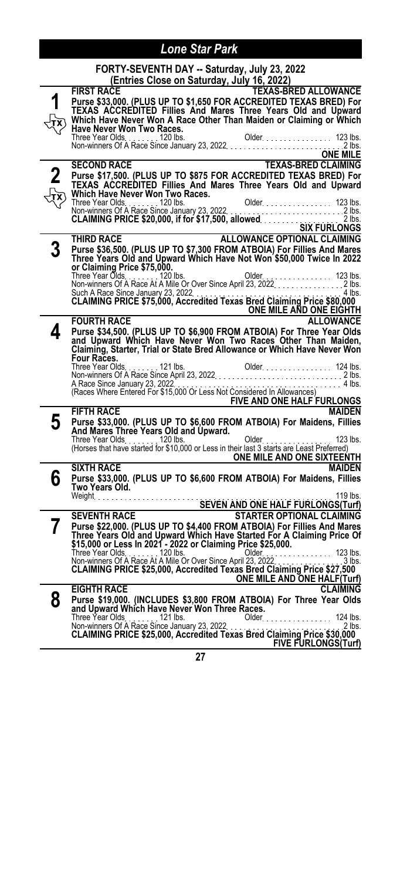# Lone Star Park

## FORTY-SEVENTH DAY -- Saturday, July 23, 2022
### (Entries Close on Saturday, July 16, 2022)

**1** (TX)

**FIRST RACE** — **TEXAS-BRED ALLOWANCE**

**Purse $33,000. (PLUS UP TO $1,650 FOR ACCREDITED TEXAS BRED) For TEXAS ACCREDITED Fillies And Mares Three Years Old and Upward Which Have Never Won A Race Other Than Maiden or Claiming or Which Have Never Won Two Races.**

Three Year Olds . . . . . . . . 120 lbs. Older . . . . . . . . . . . . . . . . 123 lbs.
Non-winners Of A Race Since January 23, 2022 . . . . . . . . . . . . . . . . . . . . . . . 2 lbs.

**ONE MILE**

**2** (TX)

**SECOND RACE** — **TEXAS-BRED CLAIMING**

**Purse $17,500. (PLUS UP TO $875 FOR ACCREDITED TEXAS BRED) For TEXAS ACCREDITED Fillies And Mares Three Years Old and Upward Which Have Never Won Two Races.**

Three Year Olds . . . . . . . . 120 lbs. Older . . . . . . . . . . . . . . . . 123 lbs.
Non-winners Of A Race Since January 23, 2022 . . . . . . . . . . . . . . . . . . . . . . . 2 lbs.
**CLAIMING PRICE $20,000, if for $17,500, allowed** . . . . . . . . . 2 lbs.

**SIX FURLONGS**

**3**

**THIRD RACE** — **ALLOWANCE OPTIONAL CLAIMING**

**Purse $36,500. (PLUS UP TO $7,300 FROM ATBOIA) For Fillies And Mares Three Years Old and Upward Which Have Not Won $50,000 Twice In 2022 or Claiming Price $75,000.**

Three Year Olds . . . . . . . . 120 lbs. Older . . . . . . . . . . . . . . . . 123 lbs.
Non-winners Of A Race At A Mile Or Over Since April 23, 2022 . . . . . . . . . . . . . . . 2 lbs.
Such A Race Since January 23, 2022 . . . . . . . . . . . . . . . . . . . . . . . . . . . . . . . 4 lbs.
**CLAIMING PRICE $75,000, Accredited Texas Bred Claiming Price $80,000**

**ONE MILE AND ONE EIGHTH**

**4**

**FOURTH RACE** — **ALLOWANCE**

**Purse $34,500. (PLUS UP TO $6,900 FROM ATBOIA) For Three Year Olds and Upward Which Have Never Won Two Races Other Than Maiden, Claiming, Starter, Trial or State Bred Allowance or Which Have Never Won Four Races.**

Three Year Olds . . . . . . . . 121 lbs. Older . . . . . . . . . . . . . . . . 124 lbs.
Non-winners Of A Race Since April 23, 2022 . . . . . . . . . . . . . . . . . . . . . . . . . . 2 lbs.
A Race Since January 23, 2022 . . . . . . . . . . . . . . . . . . . . . . . . . . . . . . . . . . . 4 lbs.
(Races Where Entered For $15,000 Or Less Not Considered In Allowances)

**FIVE AND ONE HALF FURLONGS**

**5**

**FIFTH RACE** — **MAIDEN**

**Purse $33,000. (PLUS UP TO $6,600 FROM ATBOIA) For Maidens, Fillies And Mares Three Years Old and Upward.**

Three Year Olds . . . . . . . . 120 lbs. Older . . . . . . . . . . . . . . . . 123 lbs.
(Horses that have started for $10,000 or Less in their last 3 starts are Least Preferred)

**ONE MILE AND ONE SIXTEENTH**

**6**

**SIXTH RACE** — **MAIDEN**

**Purse $33,000. (PLUS UP TO $6,600 FROM ATBOIA) For Maidens, Fillies Two Years Old.**

Weight . . . . . . . . . . . . . . . . . . . . . . . . . . . . . . . . . . . . . . . . . . . . . . . . 119 lbs.

**SEVEN AND ONE HALF FURLONGS(Turf)**

**7**

**SEVENTH RACE** — **STARTER OPTIONAL CLAIMING**

**Purse $22,000. (PLUS UP TO $4,400 FROM ATBOIA) For Fillies And Mares Three Years Old and Upward Which Have Started For A Claiming Price Of $15,000 or Less In 2021 - 2022 or Claiming Price $25,000.**

Three Year Olds . . . . . . . . 120 lbs. Older . . . . . . . . . . . . . . . . 123 lbs.
Non-winners Of A Race At A Mile Or Over Since April 23, 2022 . . . . . . . . . . . . . . . 3 lbs.
**CLAIMING PRICE $25,000, Accredited Texas Bred Claiming Price $27,500**

**ONE MILE AND ONE HALF(Turf)**

**8**

**EIGHTH RACE** — **CLAIMING**

**Purse $19,000. (INCLUDES $3,800 FROM ATBOIA) For Three Year Olds and Upward Which Have Never Won Three Races.**

Three Year Olds . . . . . . . . 121 lbs. Older . . . . . . . . . . . . . . . . 124 lbs.
Non-winners Of A Race Since January 23, 2022 . . . . . . . . . . . . . . . . . . . . . . . 2 lbs.
**CLAIMING PRICE $25,000, Accredited Texas Bred Claiming Price $30,000**

**FIVE FURLONGS(Turf)**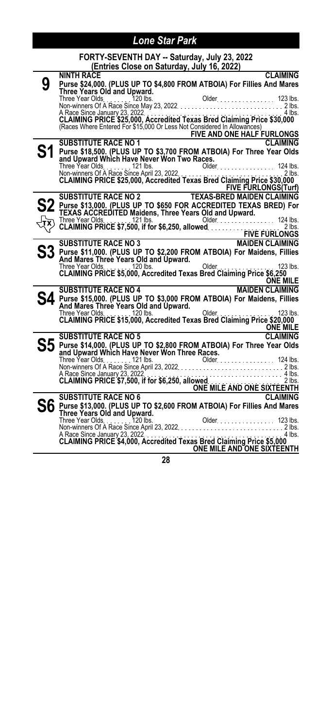# Lone Star Park

## FORTY-SEVENTH DAY -- Saturday, July 23, 2022

**(Entries Close on Saturday, July 16, 2022)**

### 9 — NINTH RACE — CLAIMING

**Purse $24,000. (PLUS UP TO $4,800 FROM ATBOIA) For Fillies And Mares Three Years Old and Upward.**

Three Year Olds . . . . . . . 120 lbs. Older . . . . . . . . . . . . . . . 123 lbs.
Non-winners Of A Race Since May 23, 2022 . . . . . . . . . . . . . . . . . . . . . . . . . . . 2 lbs.
A Race Since January 23, 2022 . . . . . . . . . . . . . . . . . . . . . . . . . . . . . . . . . . . 4 lbs.
**CLAIMING PRICE $25,000, Accredited Texas Bred Claiming Price $30,000**
(Races Where Entered For $15,000 Or Less Not Considered In Allowances)

**FIVE AND ONE HALF FURLONGS**

### S1 — SUBSTITUTE RACE NO 1 — CLAIMING

**Purse $18,500. (PLUS UP TO $3,700 FROM ATBOIA) For Three Year Olds and Upward Which Have Never Won Two Races.**

Three Year Olds . . . . . . . 121 lbs. Older . . . . . . . . . . . . . . . 124 lbs.
Non-winners Of A Race Since April 23, 2022 . . . . . . . . . . . . . . . . . . . . . . . . . . . 2 lbs.
**CLAIMING PRICE $25,000, Accredited Texas Bred Claiming Price $30,000**

**FIVE FURLONGS(Turf)**

### S2 — SUBSTITUTE RACE NO 2 — TEXAS-BRED MAIDEN CLAIMING

**Purse $13,000. (PLUS UP TO $650 FOR ACCREDITED TEXAS BRED) For TEXAS ACCREDITED Maidens, Three Years Old and Upward.**

Three Year Olds . . . . . . . 121 lbs. Older . . . . . . . . . . . . . . . 124 lbs.
**CLAIMING PRICE $7,500, if for $6,250, allowed** . . . . . . . . . . . . . . . . . . . . . 2 lbs.

**FIVE FURLONGS**

### S3 — SUBSTITUTE RACE NO 3 — MAIDEN CLAIMING

**Purse $11,000. (PLUS UP TO $2,200 FROM ATBOIA) For Maidens, Fillies And Mares Three Years Old and Upward.**

Three Year Olds . . . . . . . 120 lbs. Older . . . . . . . . . . . . . . . 123 lbs.
**CLAIMING PRICE $5,000, Accredited Texas Bred Claiming Price $6,250**

**ONE MILE**

### S4 — SUBSTITUTE RACE NO 4 — MAIDEN CLAIMING

**Purse $15,000. (PLUS UP TO $3,000 FROM ATBOIA) For Maidens, Fillies And Mares Three Years Old and Upward.**

Three Year Olds . . . . . . . 120 lbs. Older . . . . . . . . . . . . . . . 123 lbs.
**CLAIMING PRICE $15,000, Accredited Texas Bred Claiming Price $20,000**

**ONE MILE**

### S5 — SUBSTITUTE RACE NO 5 — CLAIMING

**Purse $14,000. (PLUS UP TO $2,800 FROM ATBOIA) For Three Year Olds and Upward Which Have Never Won Three Races.**

Three Year Olds . . . . . . . 121 lbs. Older . . . . . . . . . . . . . . . 124 lbs.
Non-winners Of A Race Since April 23, 2022 . . . . . . . . . . . . . . . . . . . . . . . . . . . 2 lbs.
A Race Since January 23, 2022 . . . . . . . . . . . . . . . . . . . . . . . . . . . . . . . . . . . 4 lbs.
**CLAIMING PRICE $7,500, if for $6,250, allowed** . . . . . . . . . . . . . . . . . . . . . 2 lbs.

**ONE MILE AND ONE SIXTEENTH**

### S6 — SUBSTITUTE RACE NO 6 — CLAIMING

**Purse $13,000. (PLUS UP TO $2,600 FROM ATBOIA) For Fillies And Mares Three Years Old and Upward.**

Three Year Olds . . . . . . . 120 lbs. Older . . . . . . . . . . . . . . . 123 lbs.
Non-winners Of A Race Since April 23, 2022 . . . . . . . . . . . . . . . . . . . . . . . . . . . 2 lbs.
A Race Since January 23, 2022 . . . . . . . . . . . . . . . . . . . . . . . . . . . . . . . . . . . 4 lbs.
**CLAIMING PRICE $4,000, Accredited Texas Bred Claiming Price $5,000**

**ONE MILE AND ONE SIXTEENTH**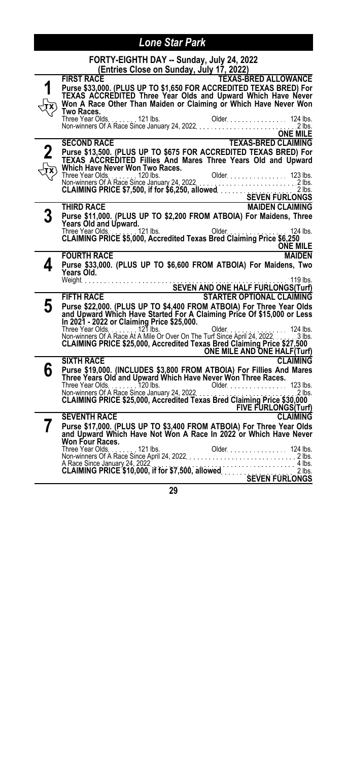# Lone Star Park

## FORTY-EIGHTH DAY -- Sunday, July 24, 2022

**(Entries Close on Sunday, July 17, 2022)**

### 1 — FIRST RACE — TEXAS-BRED ALLOWANCE

**Purse $33,000. (PLUS UP TO $1,650 FOR ACCREDITED TEXAS BRED) For TEXAS ACCREDITED Three Year Olds and Upward Which Have Never Won A Race Other Than Maiden or Claiming or Which Have Never Won Two Races.**

Three Year Olds. . . . . . . . 121 lbs. Older. . . . . . . . . . . . . . . 124 lbs.
Non-winners Of A Race Since January 24, 2022. . . . . . . . . . . . . . . . . . . . . . . 2 lbs.

**ONE MILE**

### 2 — SECOND RACE — TEXAS-BRED CLAIMING

**Purse $13,500. (PLUS UP TO $675 FOR ACCREDITED TEXAS BRED) For TEXAS ACCREDITED Fillies And Mares Three Years Old and Upward Which Have Never Won Two Races.**

Three Year Olds. . . . . . . . 120 lbs. Older. . . . . . . . . . . . . . . 123 lbs.
Non-winners Of A Race Since January 24, 2022. . . . . . . . . . . . . . . . . . . . . . . 2 lbs.
**CLAIMING PRICE $7,500, if for $6,250, allowed** . . . . . . . . . . . . . . . . 2 lbs.

**SEVEN FURLONGS**

### 3 — THIRD RACE — MAIDEN CLAIMING

**Purse $11,000. (PLUS UP TO $2,200 FROM ATBOIA) For Maidens, Three Years Old and Upward.**

Three Year Olds. . . . . . . . 121 lbs. Older. . . . . . . . . . . . . . . 124 lbs.
**CLAIMING PRICE $5,000, Accredited Texas Bred Claiming Price $6,250**

**ONE MILE**

### 4 — FOURTH RACE — MAIDEN

**Purse $33,000. (PLUS UP TO $6,600 FROM ATBOIA) For Maidens, Two Years Old.**

Weight. . . . . . . . . . . . . . . . . . . . . . . . . . . . . . . . . . . . . . . . . . . . 119 lbs.

**SEVEN AND ONE HALF FURLONGS(Turf)**

### 5 — FIFTH RACE — STARTER OPTIONAL CLAIMING

**Purse $22,000. (PLUS UP TO $4,400 FROM ATBOIA) For Three Year Olds and Upward Which Have Started For A Claiming Price Of $15,000 or Less In 2021 - 2022 or Claiming Price $25,000.**

Three Year Olds. . . . . . . . 121 lbs. Older. . . . . . . . . . . . . . . 124 lbs.
Non-winners Of A Race At A Mile Or Over On The Turf Since April 24, 2022. . . . . . . 3 lbs.
**CLAIMING PRICE $25,000, Accredited Texas Bred Claiming Price $27,500**

**ONE MILE AND ONE HALF(Turf)**

### 6 — SIXTH RACE — CLAIMING

**Purse $19,000. (INCLUDES $3,800 FROM ATBOIA) For Fillies And Mares Three Years Old and Upward Which Have Never Won Three Races.**

Three Year Olds. . . . . . . . 120 lbs. Older. . . . . . . . . . . . . . . 123 lbs.
Non-winners Of A Race Since January 24, 2022. . . . . . . . . . . . . . . . . . . . . . . 2 lbs.
**CLAIMING PRICE $25,000, Accredited Texas Bred Claiming Price $30,000**

**FIVE FURLONGS(Turf)**

### 7 — SEVENTH RACE — CLAIMING

**Purse $17,000. (PLUS UP TO $3,400 FROM ATBOIA) For Three Year Olds and Upward Which Have Not Won A Race In 2022 or Which Have Never Won Four Races.**

Three Year Olds. . . . . . . . 121 lbs. Older. . . . . . . . . . . . . . . 124 lbs.
Non-winners Of A Race Since April 24, 2022. . . . . . . . . . . . . . . . . . . . . . . . . 2 lbs.
A Race Since January 24, 2022. . . . . . . . . . . . . . . . . . . . . . . . . . . . . . . . . 4 lbs.
**CLAIMING PRICE $10,000, if for $7,500, allowed** . . . . . . . . . . . . . . . . 2 lbs.

**SEVEN FURLONGS**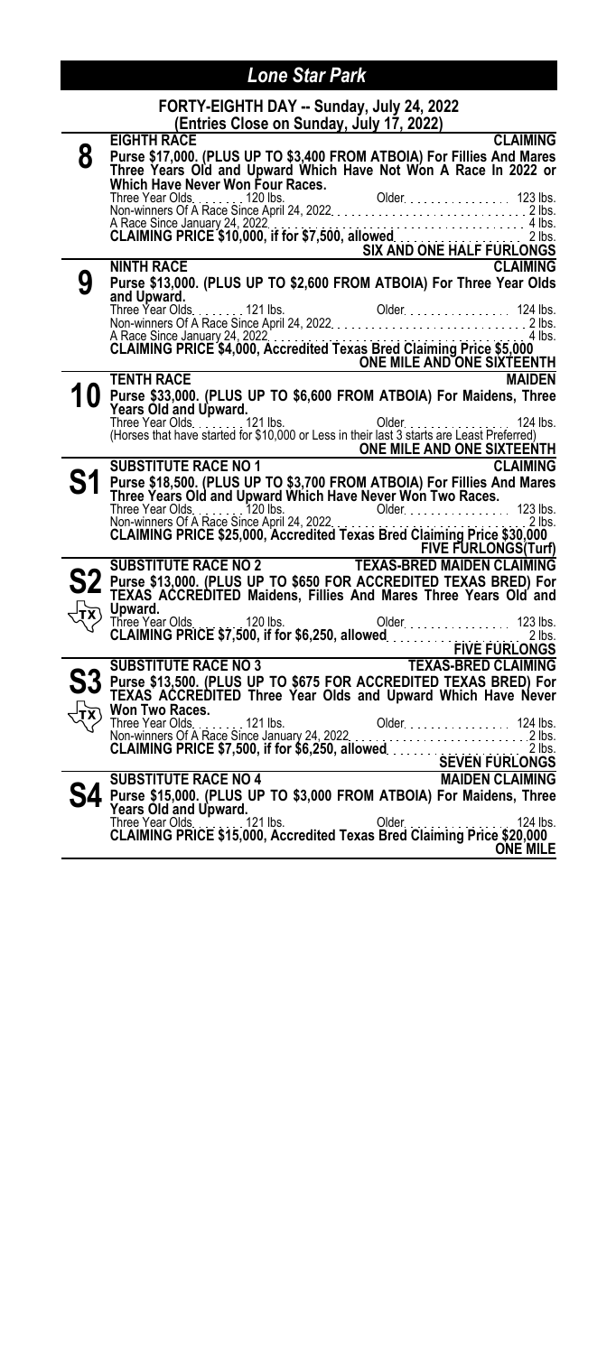# Lone Star Park

**FORTY-EIGHTH DAY -- Sunday, July 24, 2022**
**(Entries Close on Sunday, July 17, 2022)**

## 8

**EIGHTH RACE** — **CLAIMING**

**Purse $17,000. (PLUS UP TO $3,400 FROM ATBOIA) For Fillies And Mares Three Years Old and Upward Which Have Not Won A Race In 2022 or Which Have Never Won Four Races.**

Three Year Olds. . . . . . . . 120 lbs. Older. . . . . . . . . . . . . . . . 123 lbs.
Non-winners Of A Race Since April 24, 2022. . . . . . . . . . . . . . . . . . . . . . . . . . . . . 2 lbs.
A Race Since January 24, 2022. . . . . . . . . . . . . . . . . . . . . . . . . . . . . . . . . . . . . 4 lbs.
**CLAIMING PRICE $10,000, if for $7,500, allowed** . . . . . . . . . . . . . . . . . . . . . 2 lbs.

**SIX AND ONE HALF FURLONGS**

## 9

**NINTH RACE** — **CLAIMING**

**Purse $13,000. (PLUS UP TO $2,600 FROM ATBOIA) For Three Year Olds and Upward.**

Three Year Olds. . . . . . . . 121 lbs. Older. . . . . . . . . . . . . . . . 124 lbs.
Non-winners Of A Race Since April 24, 2022. . . . . . . . . . . . . . . . . . . . . . . . . . . . . 2 lbs.
A Race Since January 24, 2022. . . . . . . . . . . . . . . . . . . . . . . . . . . . . . . . . . . . . 4 lbs.
**CLAIMING PRICE $4,000, Accredited Texas Bred Claiming Price $5,000**

**ONE MILE AND ONE SIXTEENTH**

## 10

**TENTH RACE** — **MAIDEN**

**Purse $33,000. (PLUS UP TO $6,600 FROM ATBOIA) For Maidens, Three Years Old and Upward.**

Three Year Olds. . . . . . . . 121 lbs. Older. . . . . . . . . . . . . . . . 124 lbs.
(Horses that have started for $10,000 or Less in their last 3 starts are Least Preferred)

**ONE MILE AND ONE SIXTEENTH**

## S1

**SUBSTITUTE RACE NO 1** — **CLAIMING**

**Purse $18,500. (PLUS UP TO $3,700 FROM ATBOIA) For Fillies And Mares Three Years Old and Upward Which Have Never Won Two Races.**

Three Year Olds. . . . . . . . 120 lbs. Older. . . . . . . . . . . . . . . . 123 lbs.
Non-winners Of A Race Since April 24, 2022. . . . . . . . . . . . . . . . . . . . . . . . . . . . . 2 lbs.
**CLAIMING PRICE $25,000, Accredited Texas Bred Claiming Price $30,000**

**FIVE FURLONGS(Turf)**

## S2 (TX)

**SUBSTITUTE RACE NO 2** — **TEXAS-BRED MAIDEN CLAIMING**

**Purse $13,000. (PLUS UP TO $650 FOR ACCREDITED TEXAS BRED) For TEXAS ACCREDITED Maidens, Fillies And Mares Three Years Old and Upward.**

Three Year Olds. . . . . . . . 120 lbs. Older. . . . . . . . . . . . . . . . 123 lbs.
**CLAIMING PRICE $7,500, if for $6,250, allowed** . . . . . . . . . . . . . . . . . . . . . 2 lbs.

**FIVE FURLONGS**

## S3 (TX)

**SUBSTITUTE RACE NO 3** — **TEXAS-BRED CLAIMING**

**Purse $13,500. (PLUS UP TO $675 FOR ACCREDITED TEXAS BRED) For TEXAS ACCREDITED Three Year Olds and Upward Which Have Never Won Two Races.**

Three Year Olds. . . . . . . . 121 lbs. Older. . . . . . . . . . . . . . . . 124 lbs.
Non-winners Of A Race Since January 24, 2022. . . . . . . . . . . . . . . . . . . . . . . . . . 2 lbs.
**CLAIMING PRICE $7,500, if for $6,250, allowed** . . . . . . . . . . . . . . . . . . . . . 2 lbs.

**SEVEN FURLONGS**

## S4

**SUBSTITUTE RACE NO 4** — **MAIDEN CLAIMING**

**Purse $15,000. (PLUS UP TO $3,000 FROM ATBOIA) For Maidens, Three Years Old and Upward.**

Three Year Olds. . . . . . . . 121 lbs. Older. . . . . . . . . . . . . . . . 124 lbs.
**CLAIMING PRICE $15,000, Accredited Texas Bred Claiming Price $20,000**

**ONE MILE**